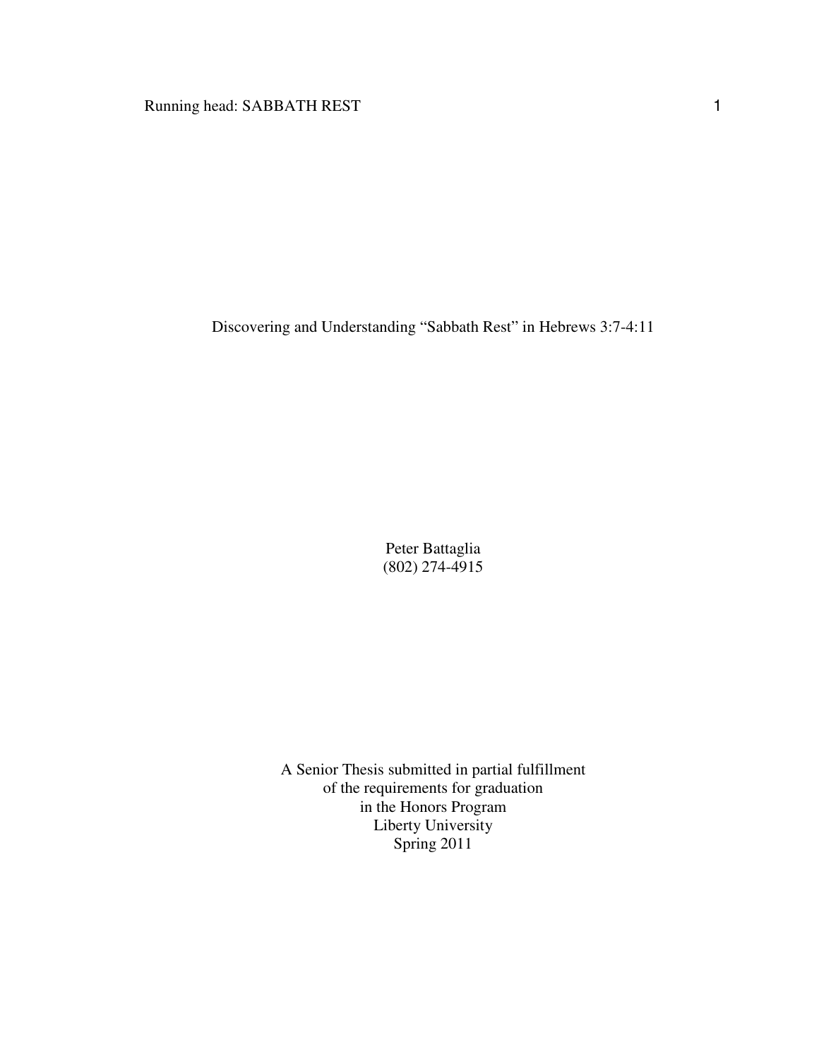# Discovering and Understanding "Sabbath Rest" in Hebrews 3:7-4:11

Peter Battaglia
(802) 274-4915

A Senior Thesis submitted in partial fulfillment
of the requirements for graduation
in the Honors Program
Liberty University
Spring 2011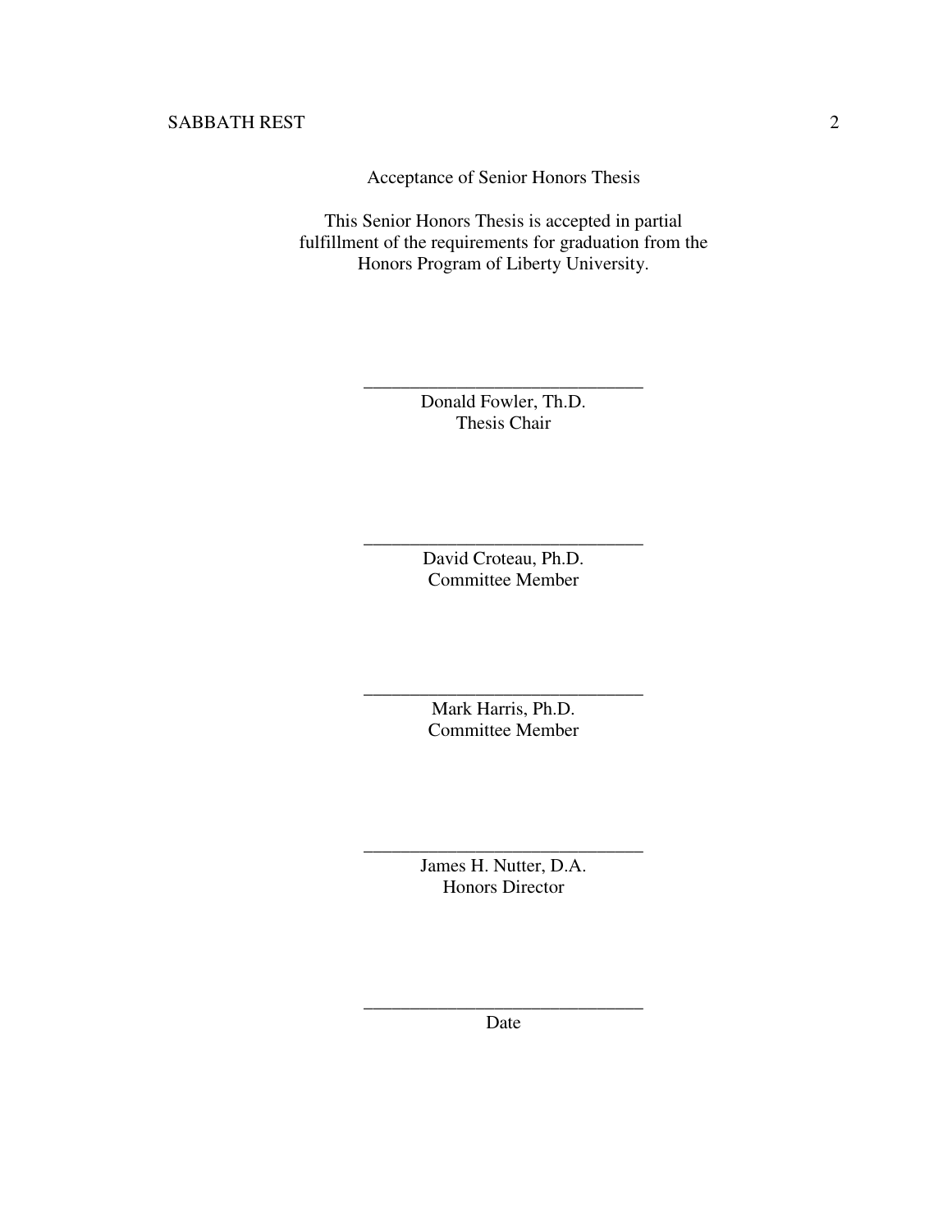Acceptance of Senior Honors Thesis

This Senior Honors Thesis is accepted in partial fulfillment of the requirements for graduation from the Honors Program of Liberty University.

______________________________
Donald Fowler, Th.D.
Thesis Chair

______________________________
David Croteau, Ph.D.
Committee Member

______________________________
Mark Harris, Ph.D.
Committee Member

______________________________
James H. Nutter, D.A.
Honors Director

______________________________
Date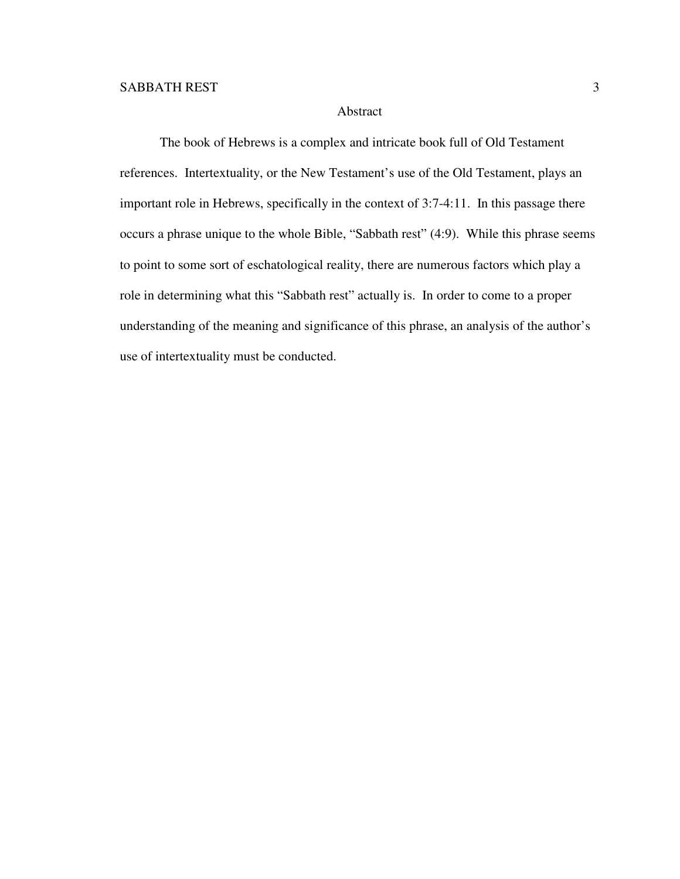## Abstract

The book of Hebrews is a complex and intricate book full of Old Testament references. Intertextuality, or the New Testament's use of the Old Testament, plays an important role in Hebrews, specifically in the context of 3:7-4:11. In this passage there occurs a phrase unique to the whole Bible, "Sabbath rest" (4:9). While this phrase seems to point to some sort of eschatological reality, there are numerous factors which play a role in determining what this "Sabbath rest" actually is. In order to come to a proper understanding of the meaning and significance of this phrase, an analysis of the author's use of intertextuality must be conducted.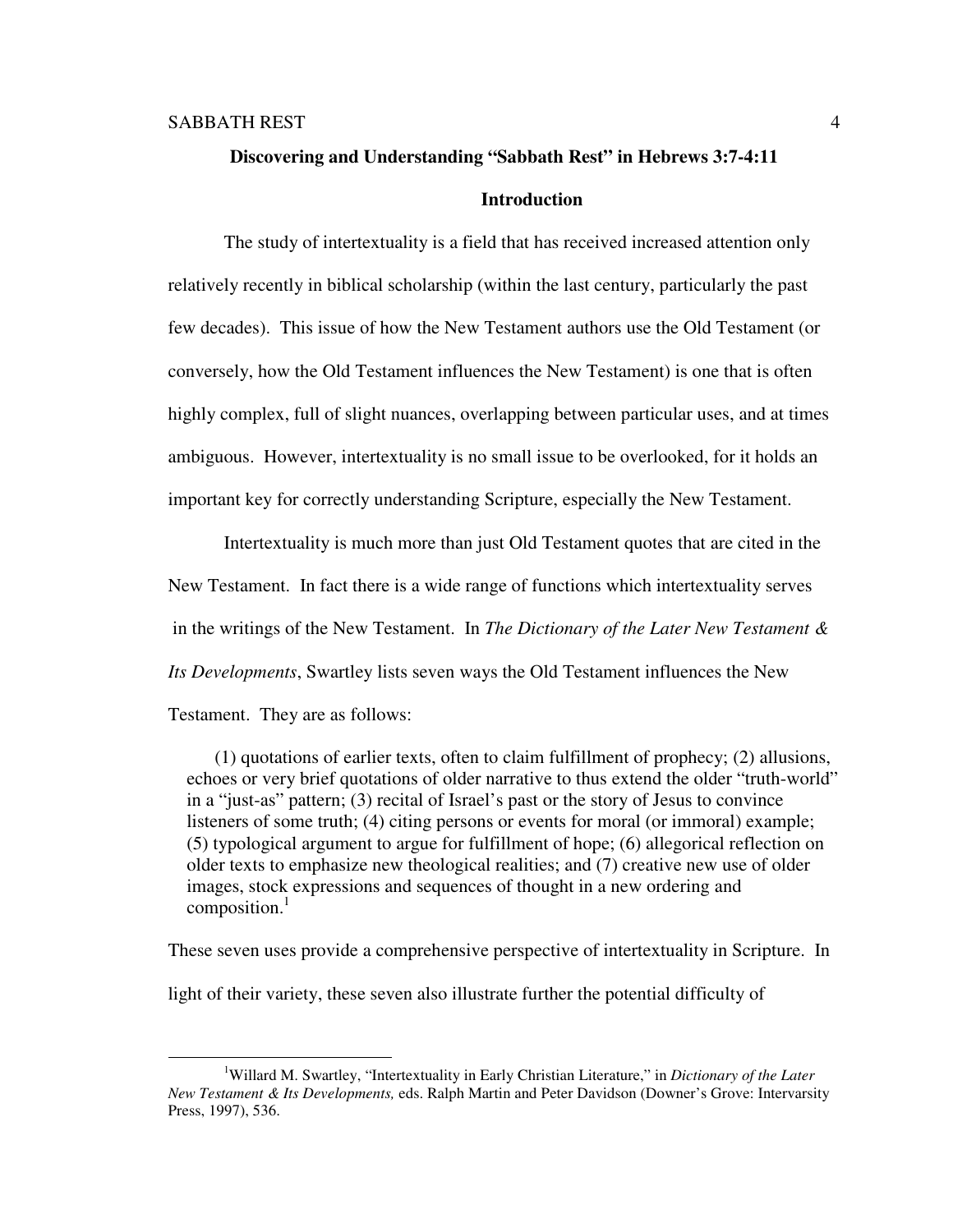## Discovering and Understanding "Sabbath Rest" in Hebrews 3:7-4:11

### Introduction

The study of intertextuality is a field that has received increased attention only relatively recently in biblical scholarship (within the last century, particularly the past few decades). This issue of how the New Testament authors use the Old Testament (or conversely, how the Old Testament influences the New Testament) is one that is often highly complex, full of slight nuances, overlapping between particular uses, and at times ambiguous. However, intertextuality is no small issue to be overlooked, for it holds an important key for correctly understanding Scripture, especially the New Testament.

Intertextuality is much more than just Old Testament quotes that are cited in the New Testament. In fact there is a wide range of functions which intertextuality serves in the writings of the New Testament. In *The Dictionary of the Later New Testament & Its Developments*, Swartley lists seven ways the Old Testament influences the New Testament. They are as follows:

> (1) quotations of earlier texts, often to claim fulfillment of prophecy; (2) allusions, echoes or very brief quotations of older narrative to thus extend the older "truth-world" in a "just-as" pattern; (3) recital of Israel's past or the story of Jesus to convince listeners of some truth; (4) citing persons or events for moral (or immoral) example; (5) typological argument to argue for fulfillment of hope; (6) allegorical reflection on older texts to emphasize new theological realities; and (7) creative new use of older images, stock expressions and sequences of thought in a new ordering and composition.[1]

These seven uses provide a comprehensive perspective of intertextuality in Scripture. In light of their variety, these seven also illustrate further the potential difficulty of

---

[1] Willard M. Swartley, "Intertextuality in Early Christian Literature," in *Dictionary of the Later New Testament & Its Developments,* eds. Ralph Martin and Peter Davidson (Downer's Grove: Intervarsity Press, 1997), 536.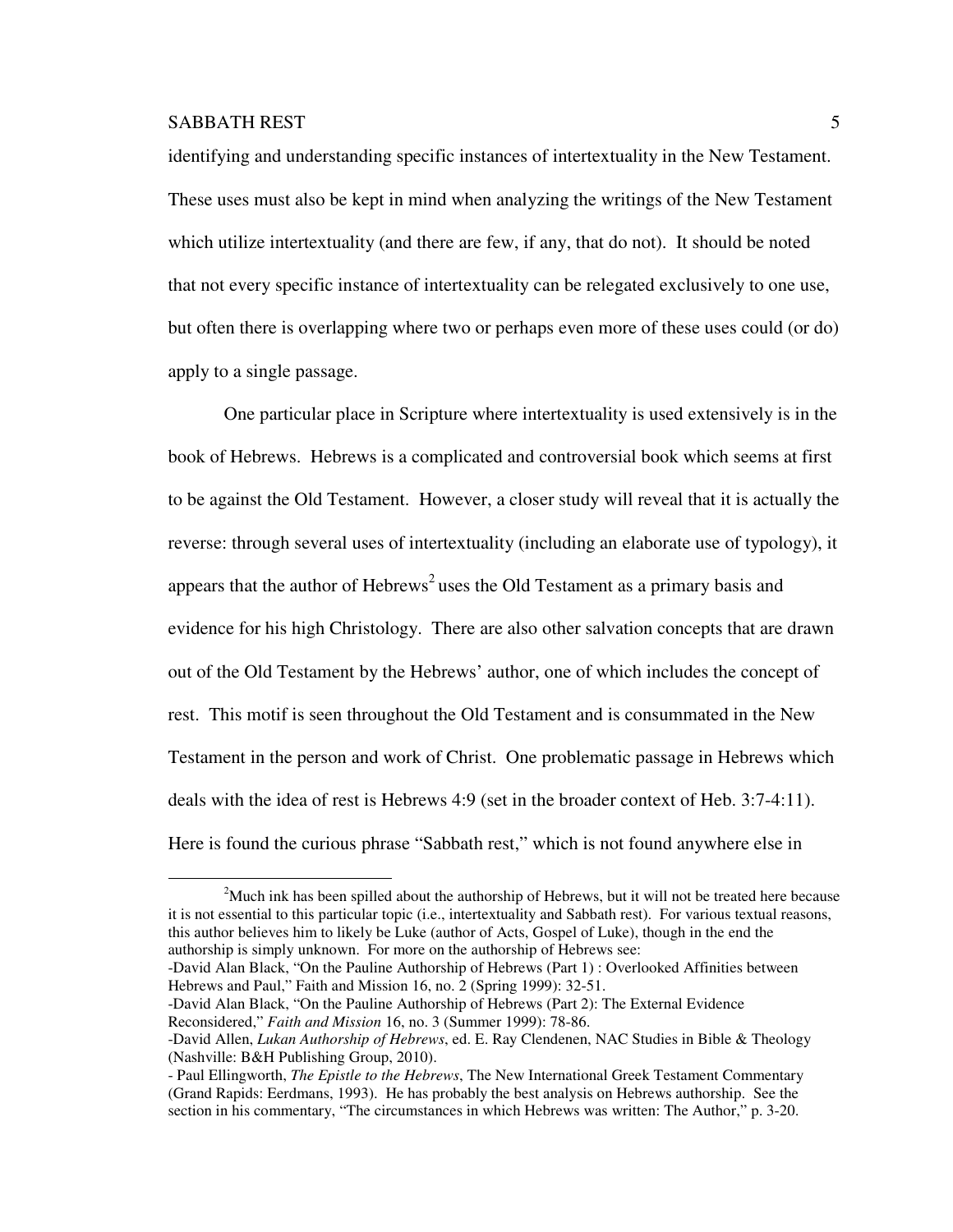identifying and understanding specific instances of intertextuality in the New Testament. These uses must also be kept in mind when analyzing the writings of the New Testament which utilize intertextuality (and there are few, if any, that do not). It should be noted that not every specific instance of intertextuality can be relegated exclusively to one use, but often there is overlapping where two or perhaps even more of these uses could (or do) apply to a single passage.

One particular place in Scripture where intertextuality is used extensively is in the book of Hebrews. Hebrews is a complicated and controversial book which seems at first to be against the Old Testament. However, a closer study will reveal that it is actually the reverse: through several uses of intertextuality (including an elaborate use of typology), it appears that the author of Hebrews[2] uses the Old Testament as a primary basis and evidence for his high Christology. There are also other salvation concepts that are drawn out of the Old Testament by the Hebrews' author, one of which includes the concept of rest. This motif is seen throughout the Old Testament and is consummated in the New Testament in the person and work of Christ. One problematic passage in Hebrews which deals with the idea of rest is Hebrews 4:9 (set in the broader context of Heb. 3:7-4:11). Here is found the curious phrase "Sabbath rest," which is not found anywhere else in

---

[2]Much ink has been spilled about the authorship of Hebrews, but it will not be treated here because it is not essential to this particular topic (i.e., intertextuality and Sabbath rest). For various textual reasons, this author believes him to likely be Luke (author of Acts, Gospel of Luke), though in the end the authorship is simply unknown. For more on the authorship of Hebrews see:
-David Alan Black, "On the Pauline Authorship of Hebrews (Part 1) : Overlooked Affinities between Hebrews and Paul," Faith and Mission 16, no. 2 (Spring 1999): 32-51.
-David Alan Black, "On the Pauline Authorship of Hebrews (Part 2): The External Evidence Reconsidered," *Faith and Mission* 16, no. 3 (Summer 1999): 78-86.
-David Allen, *Lukan Authorship of Hebrews*, ed. E. Ray Clendenen, NAC Studies in Bible & Theology (Nashville: B&H Publishing Group, 2010).
- Paul Ellingworth, *The Epistle to the Hebrews*, The New International Greek Testament Commentary (Grand Rapids: Eerdmans, 1993). He has probably the best analysis on Hebrews authorship. See the section in his commentary, "The circumstances in which Hebrews was written: The Author," p. 3-20.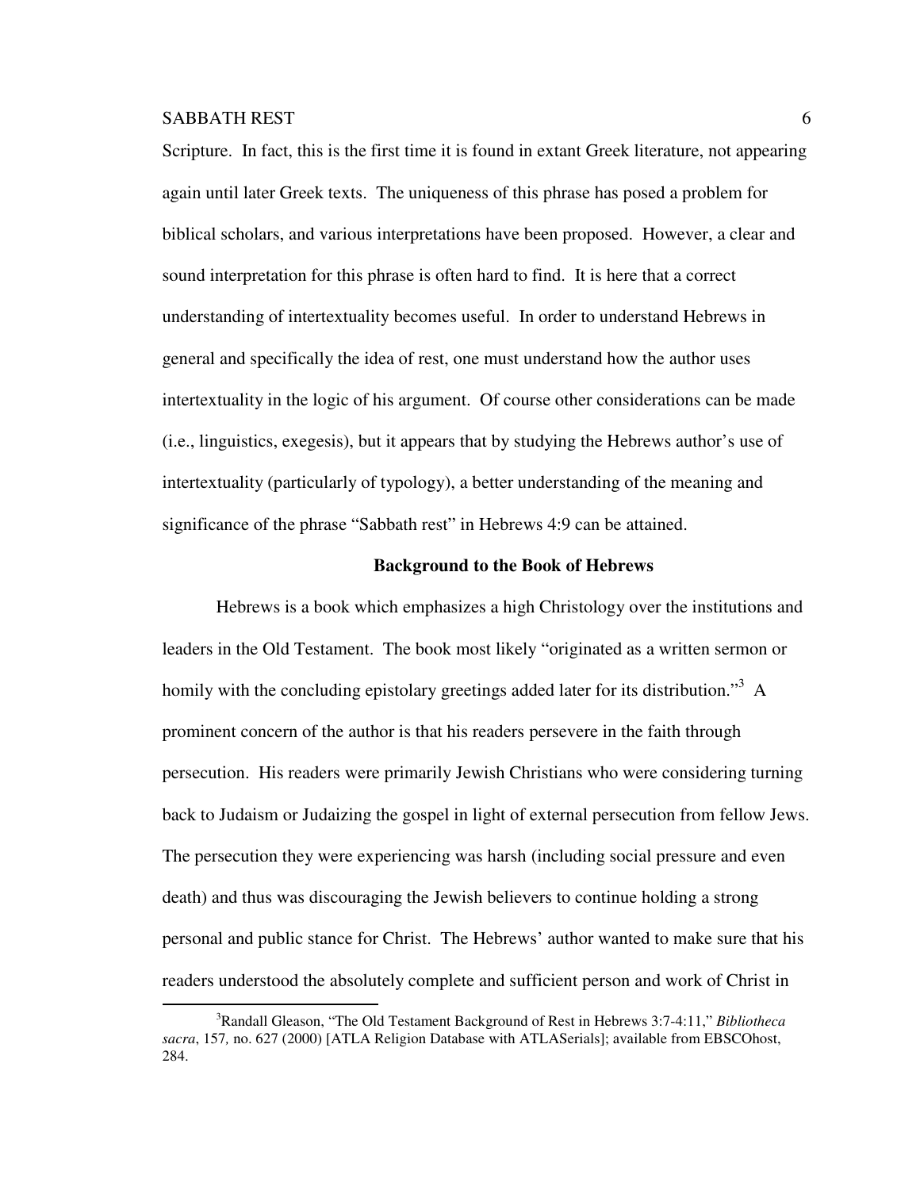Scripture. In fact, this is the first time it is found in extant Greek literature, not appearing again until later Greek texts. The uniqueness of this phrase has posed a problem for biblical scholars, and various interpretations have been proposed. However, a clear and sound interpretation for this phrase is often hard to find. It is here that a correct understanding of intertextuality becomes useful. In order to understand Hebrews in general and specifically the idea of rest, one must understand how the author uses intertextuality in the logic of his argument. Of course other considerations can be made (i.e., linguistics, exegesis), but it appears that by studying the Hebrews author's use of intertextuality (particularly of typology), a better understanding of the meaning and significance of the phrase "Sabbath rest" in Hebrews 4:9 can be attained.

## Background to the Book of Hebrews

Hebrews is a book which emphasizes a high Christology over the institutions and leaders in the Old Testament. The book most likely "originated as a written sermon or homily with the concluding epistolary greetings added later for its distribution."[3] A prominent concern of the author is that his readers persevere in the faith through persecution. His readers were primarily Jewish Christians who were considering turning back to Judaism or Judaizing the gospel in light of external persecution from fellow Jews. The persecution they were experiencing was harsh (including social pressure and even death) and thus was discouraging the Jewish believers to continue holding a strong personal and public stance for Christ. The Hebrews' author wanted to make sure that his readers understood the absolutely complete and sufficient person and work of Christ in

---

[3]Randall Gleason, "The Old Testament Background of Rest in Hebrews 3:7-4:11," *Bibliotheca sacra*, 157, no. 627 (2000) [ATLA Religion Database with ATLASerials]; available from EBSCOhost, 284.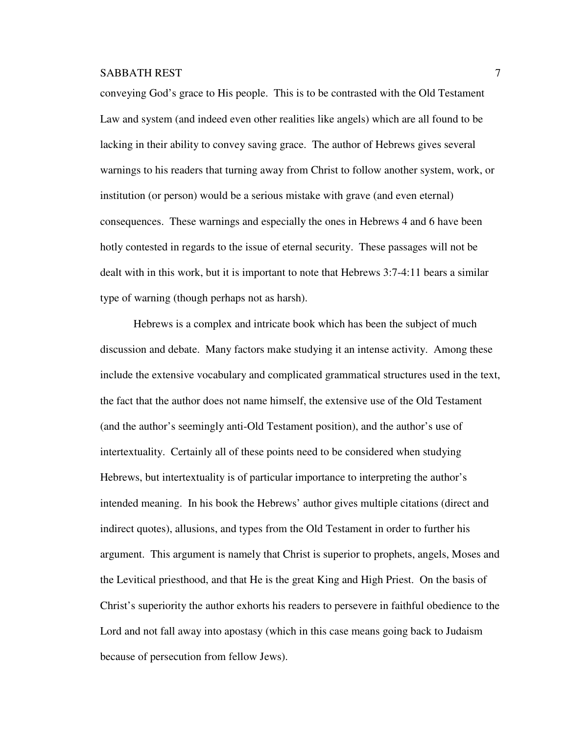conveying God's grace to His people. This is to be contrasted with the Old Testament Law and system (and indeed even other realities like angels) which are all found to be lacking in their ability to convey saving grace. The author of Hebrews gives several warnings to his readers that turning away from Christ to follow another system, work, or institution (or person) would be a serious mistake with grave (and even eternal) consequences. These warnings and especially the ones in Hebrews 4 and 6 have been hotly contested in regards to the issue of eternal security. These passages will not be dealt with in this work, but it is important to note that Hebrews 3:7-4:11 bears a similar type of warning (though perhaps not as harsh).

Hebrews is a complex and intricate book which has been the subject of much discussion and debate. Many factors make studying it an intense activity. Among these include the extensive vocabulary and complicated grammatical structures used in the text, the fact that the author does not name himself, the extensive use of the Old Testament (and the author's seemingly anti-Old Testament position), and the author's use of intertextuality. Certainly all of these points need to be considered when studying Hebrews, but intertextuality is of particular importance to interpreting the author's intended meaning. In his book the Hebrews' author gives multiple citations (direct and indirect quotes), allusions, and types from the Old Testament in order to further his argument. This argument is namely that Christ is superior to prophets, angels, Moses and the Levitical priesthood, and that He is the great King and High Priest. On the basis of Christ's superiority the author exhorts his readers to persevere in faithful obedience to the Lord and not fall away into apostasy (which in this case means going back to Judaism because of persecution from fellow Jews).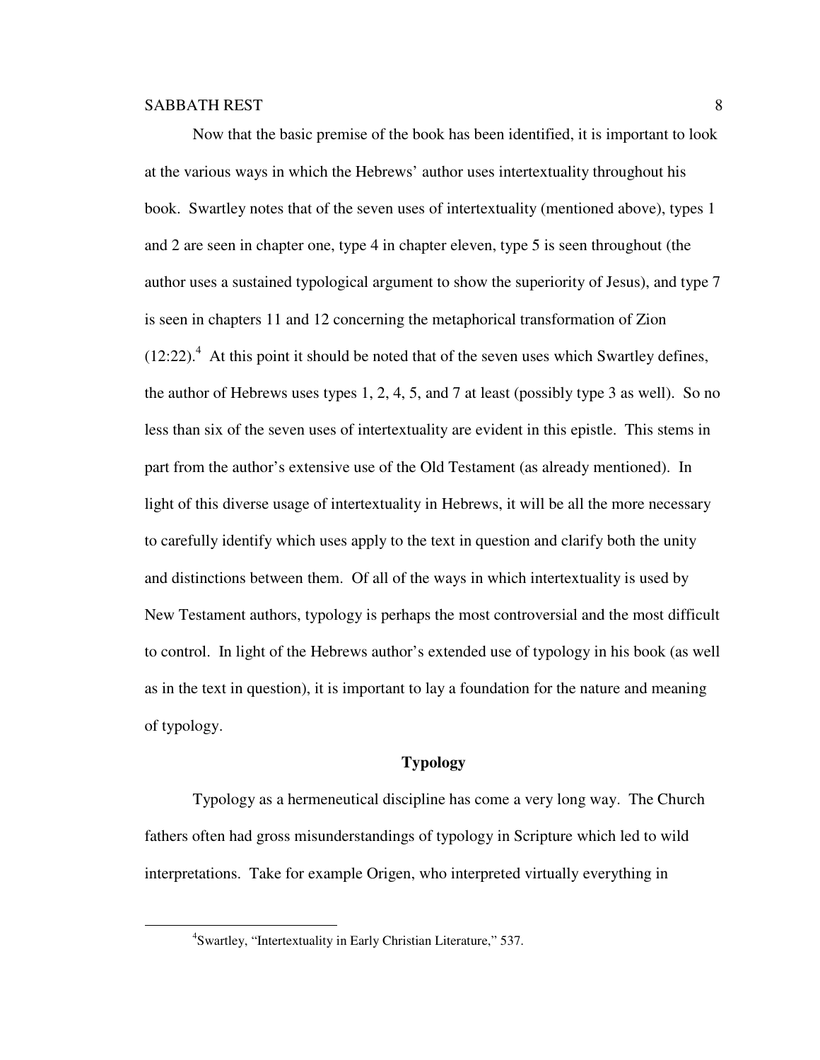Now that the basic premise of the book has been identified, it is important to look at the various ways in which the Hebrews' author uses intertextuality throughout his book. Swartley notes that of the seven uses of intertextuality (mentioned above), types 1 and 2 are seen in chapter one, type 4 in chapter eleven, type 5 is seen throughout (the author uses a sustained typological argument to show the superiority of Jesus), and type 7 is seen in chapters 11 and 12 concerning the metaphorical transformation of Zion (12:22).[4] At this point it should be noted that of the seven uses which Swartley defines, the author of Hebrews uses types 1, 2, 4, 5, and 7 at least (possibly type 3 as well). So no less than six of the seven uses of intertextuality are evident in this epistle. This stems in part from the author's extensive use of the Old Testament (as already mentioned). In light of this diverse usage of intertextuality in Hebrews, it will be all the more necessary to carefully identify which uses apply to the text in question and clarify both the unity and distinctions between them. Of all of the ways in which intertextuality is used by New Testament authors, typology is perhaps the most controversial and the most difficult to control. In light of the Hebrews author's extended use of typology in his book (as well as in the text in question), it is important to lay a foundation for the nature and meaning of typology.

## Typology

Typology as a hermeneutical discipline has come a very long way. The Church fathers often had gross misunderstandings of typology in Scripture which led to wild interpretations. Take for example Origen, who interpreted virtually everything in

[4] Swartley, "Intertextuality in Early Christian Literature," 537.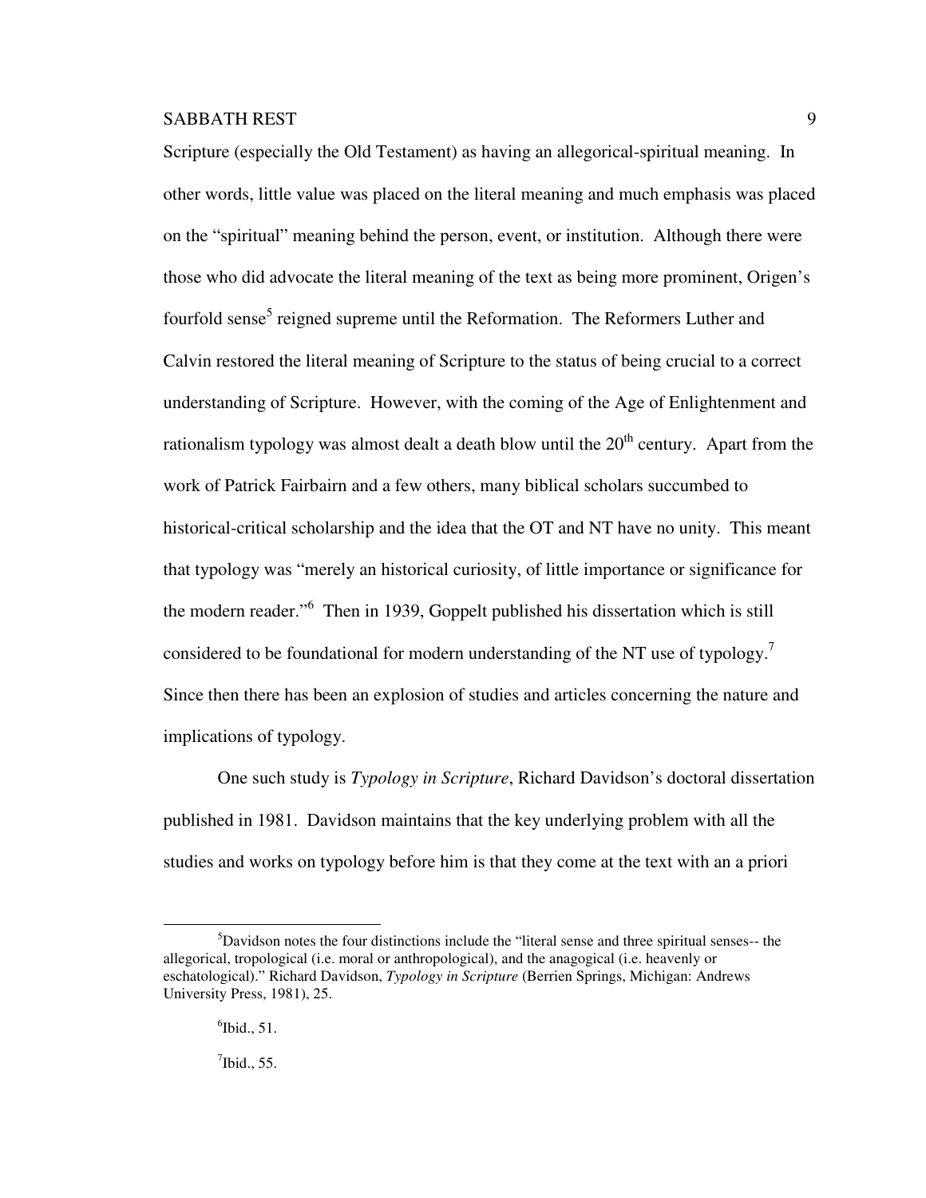Scripture (especially the Old Testament) as having an allegorical-spiritual meaning. In other words, little value was placed on the literal meaning and much emphasis was placed on the "spiritual" meaning behind the person, event, or institution. Although there were those who did advocate the literal meaning of the text as being more prominent, Origen's fourfold sense[5] reigned supreme until the Reformation. The Reformers Luther and Calvin restored the literal meaning of Scripture to the status of being crucial to a correct understanding of Scripture. However, with the coming of the Age of Enlightenment and rationalism typology was almost dealt a death blow until the 20th century. Apart from the work of Patrick Fairbairn and a few others, many biblical scholars succumbed to historical-critical scholarship and the idea that the OT and NT have no unity. This meant that typology was "merely an historical curiosity, of little importance or significance for the modern reader."[6] Then in 1939, Goppelt published his dissertation which is still considered to be foundational for modern understanding of the NT use of typology.[7] Since then there has been an explosion of studies and articles concerning the nature and implications of typology.

One such study is *Typology in Scripture*, Richard Davidson's doctoral dissertation published in 1981. Davidson maintains that the key underlying problem with all the studies and works on typology before him is that they come at the text with an a priori

---

[5]Davidson notes the four distinctions include the "literal sense and three spiritual senses-- the allegorical, tropological (i.e. moral or anthropological), and the anagogical (i.e. heavenly or eschatological)." Richard Davidson, *Typology in Scripture* (Berrien Springs, Michigan: Andrews University Press, 1981), 25.

[6]Ibid., 51.

[7]Ibid., 55.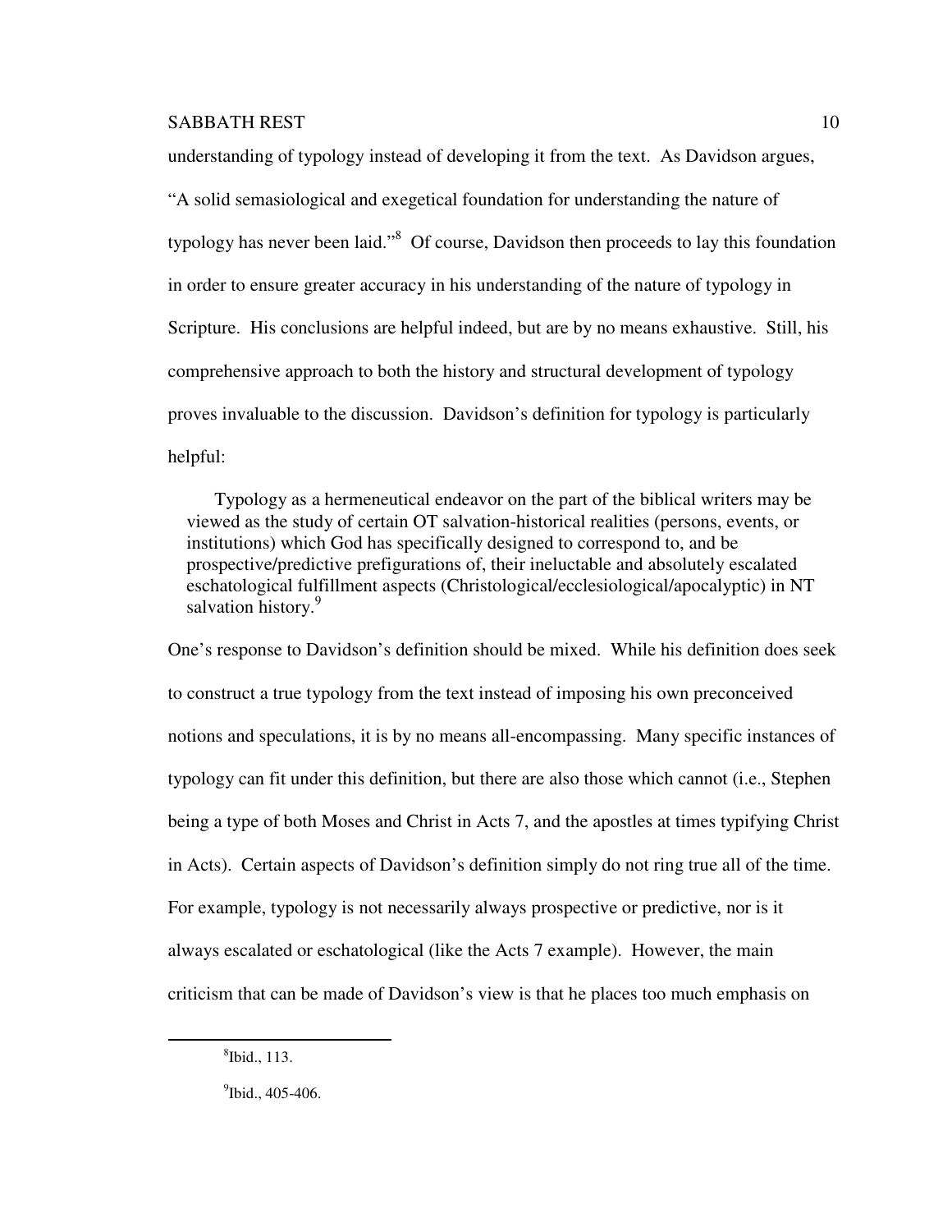understanding of typology instead of developing it from the text. As Davidson argues, "A solid semasiological and exegetical foundation for understanding the nature of typology has never been laid."[8] Of course, Davidson then proceeds to lay this foundation in order to ensure greater accuracy in his understanding of the nature of typology in Scripture. His conclusions are helpful indeed, but are by no means exhaustive. Still, his comprehensive approach to both the history and structural development of typology proves invaluable to the discussion. Davidson's definition for typology is particularly helpful:

> Typology as a hermeneutical endeavor on the part of the biblical writers may be viewed as the study of certain OT salvation-historical realities (persons, events, or institutions) which God has specifically designed to correspond to, and be prospective/predictive prefigurations of, their ineluctable and absolutely escalated eschatological fulfillment aspects (Christological/ecclesiological/apocalyptic) in NT salvation history.[9]

One's response to Davidson's definition should be mixed. While his definition does seek to construct a true typology from the text instead of imposing his own preconceived notions and speculations, it is by no means all-encompassing. Many specific instances of typology can fit under this definition, but there are also those which cannot (i.e., Stephen being a type of both Moses and Christ in Acts 7, and the apostles at times typifying Christ in Acts). Certain aspects of Davidson's definition simply do not ring true all of the time. For example, typology is not necessarily always prospective or predictive, nor is it always escalated or eschatological (like the Acts 7 example). However, the main criticism that can be made of Davidson's view is that he places too much emphasis on

---

[8] Ibid., 113.

[9] Ibid., 405-406.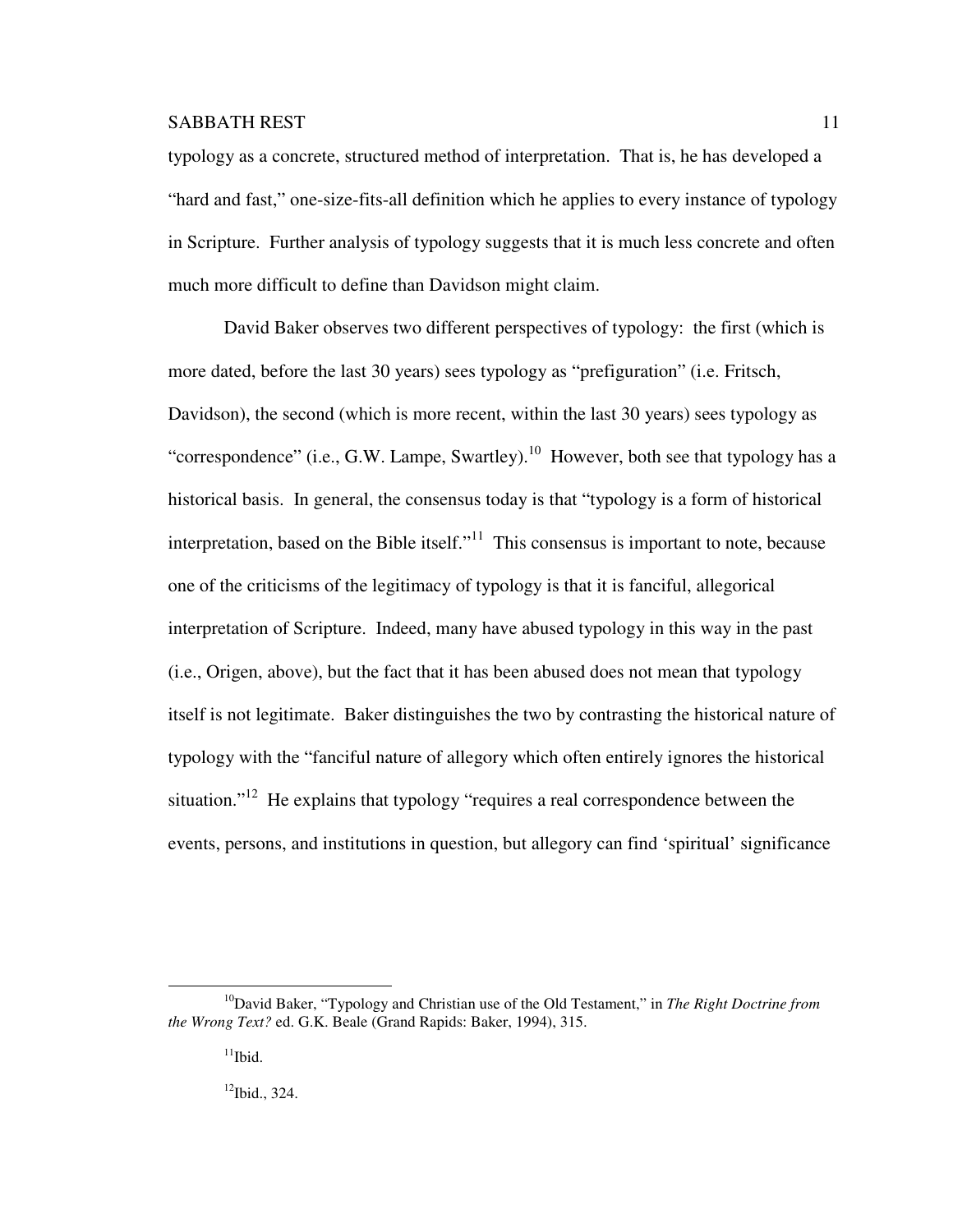typology as a concrete, structured method of interpretation. That is, he has developed a "hard and fast," one-size-fits-all definition which he applies to every instance of typology in Scripture. Further analysis of typology suggests that it is much less concrete and often much more difficult to define than Davidson might claim.

David Baker observes two different perspectives of typology: the first (which is more dated, before the last 30 years) sees typology as "prefiguration" (i.e. Fritsch, Davidson), the second (which is more recent, within the last 30 years) sees typology as "correspondence" (i.e., G.W. Lampe, Swartley).[10] However, both see that typology has a historical basis. In general, the consensus today is that "typology is a form of historical interpretation, based on the Bible itself."[11] This consensus is important to note, because one of the criticisms of the legitimacy of typology is that it is fanciful, allegorical interpretation of Scripture. Indeed, many have abused typology in this way in the past (i.e., Origen, above), but the fact that it has been abused does not mean that typology itself is not legitimate. Baker distinguishes the two by contrasting the historical nature of typology with the "fanciful nature of allegory which often entirely ignores the historical situation."[12] He explains that typology "requires a real correspondence between the events, persons, and institutions in question, but allegory can find 'spiritual' significance

---

[10]David Baker, "Typology and Christian use of the Old Testament," in *The Right Doctrine from the Wrong Text?* ed. G.K. Beale (Grand Rapids: Baker, 1994), 315.

[11]Ibid.

[12]Ibid., 324.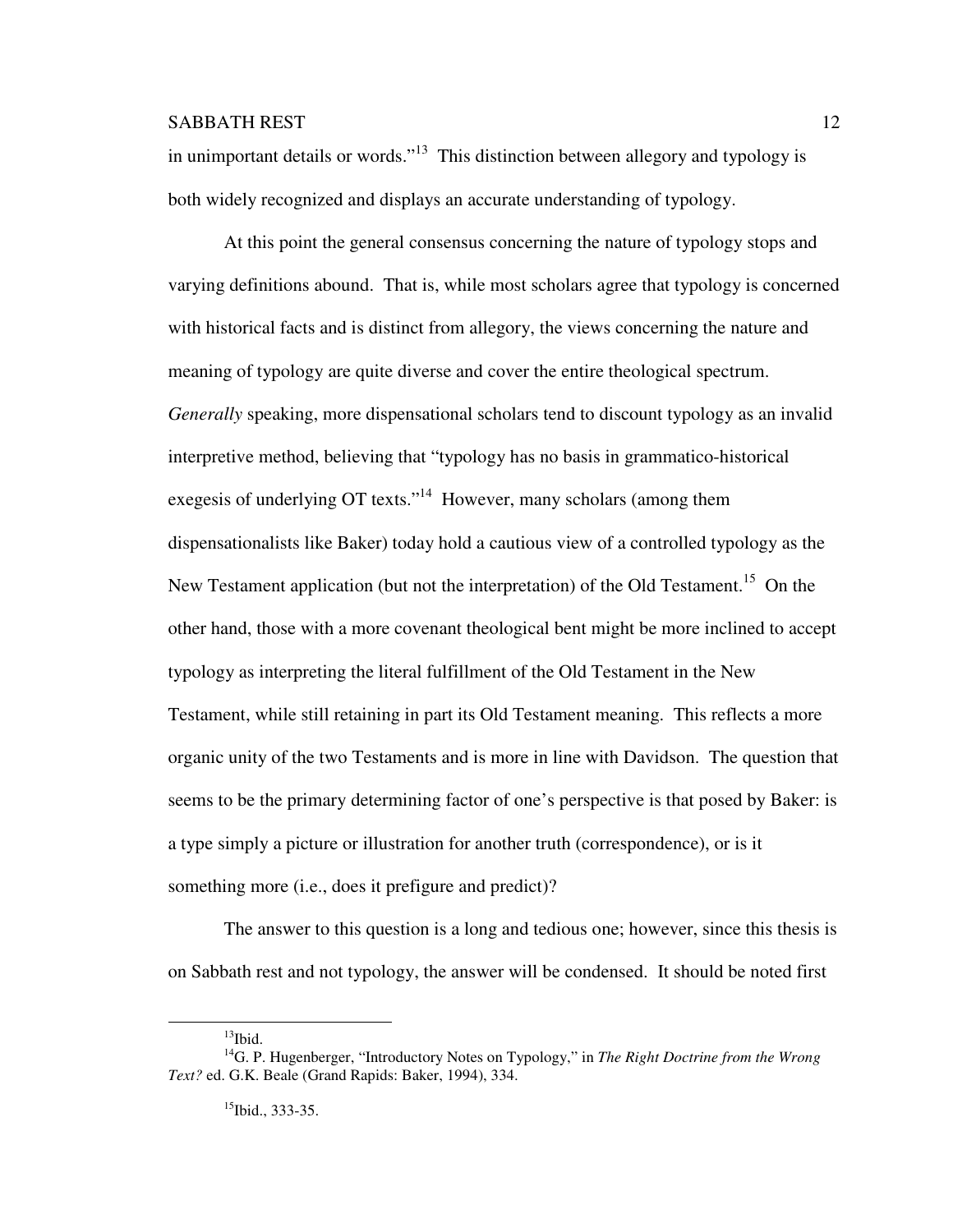in unimportant details or words."[13] This distinction between allegory and typology is both widely recognized and displays an accurate understanding of typology.

At this point the general consensus concerning the nature of typology stops and varying definitions abound. That is, while most scholars agree that typology is concerned with historical facts and is distinct from allegory, the views concerning the nature and meaning of typology are quite diverse and cover the entire theological spectrum. *Generally* speaking, more dispensational scholars tend to discount typology as an invalid interpretive method, believing that "typology has no basis in grammatico-historical exegesis of underlying OT texts."[14] However, many scholars (among them dispensationalists like Baker) today hold a cautious view of a controlled typology as the New Testament application (but not the interpretation) of the Old Testament.[15] On the other hand, those with a more covenant theological bent might be more inclined to accept typology as interpreting the literal fulfillment of the Old Testament in the New Testament, while still retaining in part its Old Testament meaning. This reflects a more organic unity of the two Testaments and is more in line with Davidson. The question that seems to be the primary determining factor of one's perspective is that posed by Baker: is a type simply a picture or illustration for another truth (correspondence), or is it something more (i.e., does it prefigure and predict)?

The answer to this question is a long and tedious one; however, since this thesis is on Sabbath rest and not typology, the answer will be condensed. It should be noted first

---

[13] Ibid.

[14] G. P. Hugenberger, "Introductory Notes on Typology," in *The Right Doctrine from the Wrong Text?* ed. G.K. Beale (Grand Rapids: Baker, 1994), 334.

[15] Ibid., 333-35.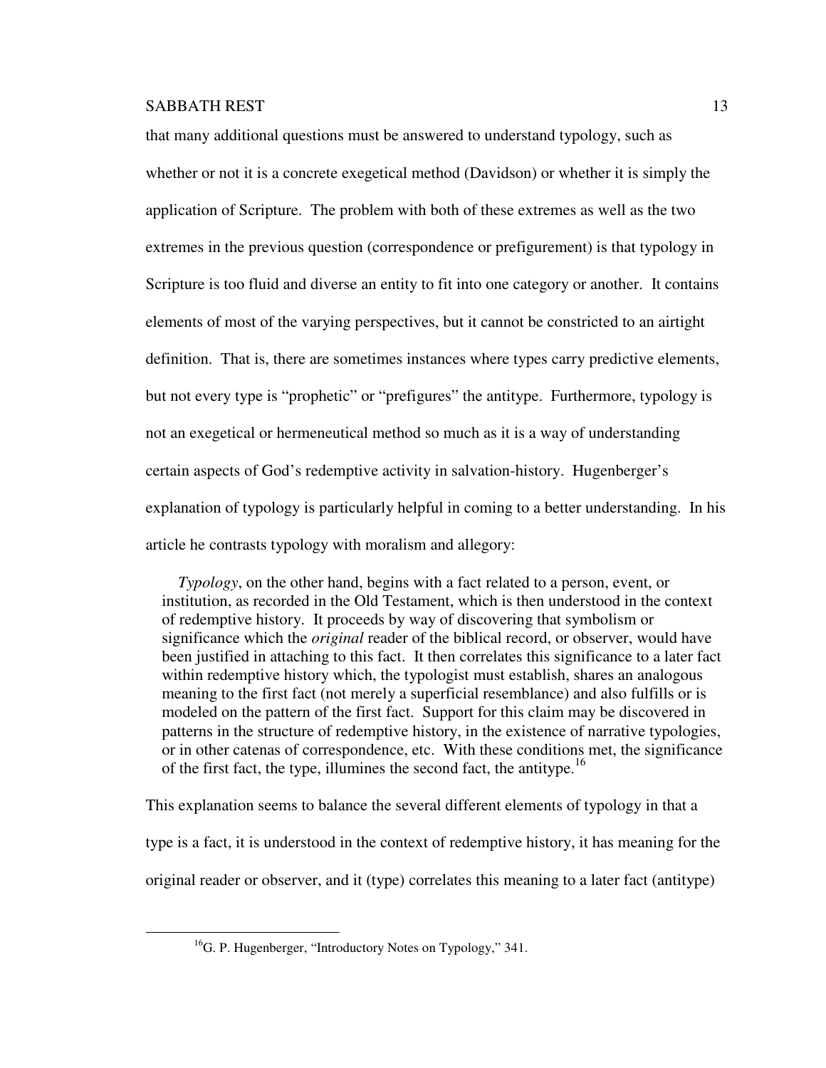that many additional questions must be answered to understand typology, such as whether or not it is a concrete exegetical method (Davidson) or whether it is simply the application of Scripture. The problem with both of these extremes as well as the two extremes in the previous question (correspondence or prefigurement) is that typology in Scripture is too fluid and diverse an entity to fit into one category or another. It contains elements of most of the varying perspectives, but it cannot be constricted to an airtight definition. That is, there are sometimes instances where types carry predictive elements, but not every type is "prophetic" or "prefigures" the antitype. Furthermore, typology is not an exegetical or hermeneutical method so much as it is a way of understanding certain aspects of God's redemptive activity in salvation-history. Hugenberger's explanation of typology is particularly helpful in coming to a better understanding. In his article he contrasts typology with moralism and allegory:

> *Typology*, on the other hand, begins with a fact related to a person, event, or institution, as recorded in the Old Testament, which is then understood in the context of redemptive history. It proceeds by way of discovering that symbolism or significance which the *original* reader of the biblical record, or observer, would have been justified in attaching to this fact. It then correlates this significance to a later fact within redemptive history which, the typologist must establish, shares an analogous meaning to the first fact (not merely a superficial resemblance) and also fulfills or is modeled on the pattern of the first fact. Support for this claim may be discovered in patterns in the structure of redemptive history, in the existence of narrative typologies, or in other catenas of correspondence, etc. With these conditions met, the significance of the first fact, the type, illumines the second fact, the antitype.[16]

This explanation seems to balance the several different elements of typology in that a type is a fact, it is understood in the context of redemptive history, it has meaning for the original reader or observer, and it (type) correlates this meaning to a later fact (antitype)

---

[16] G. P. Hugenberger, "Introductory Notes on Typology," 341.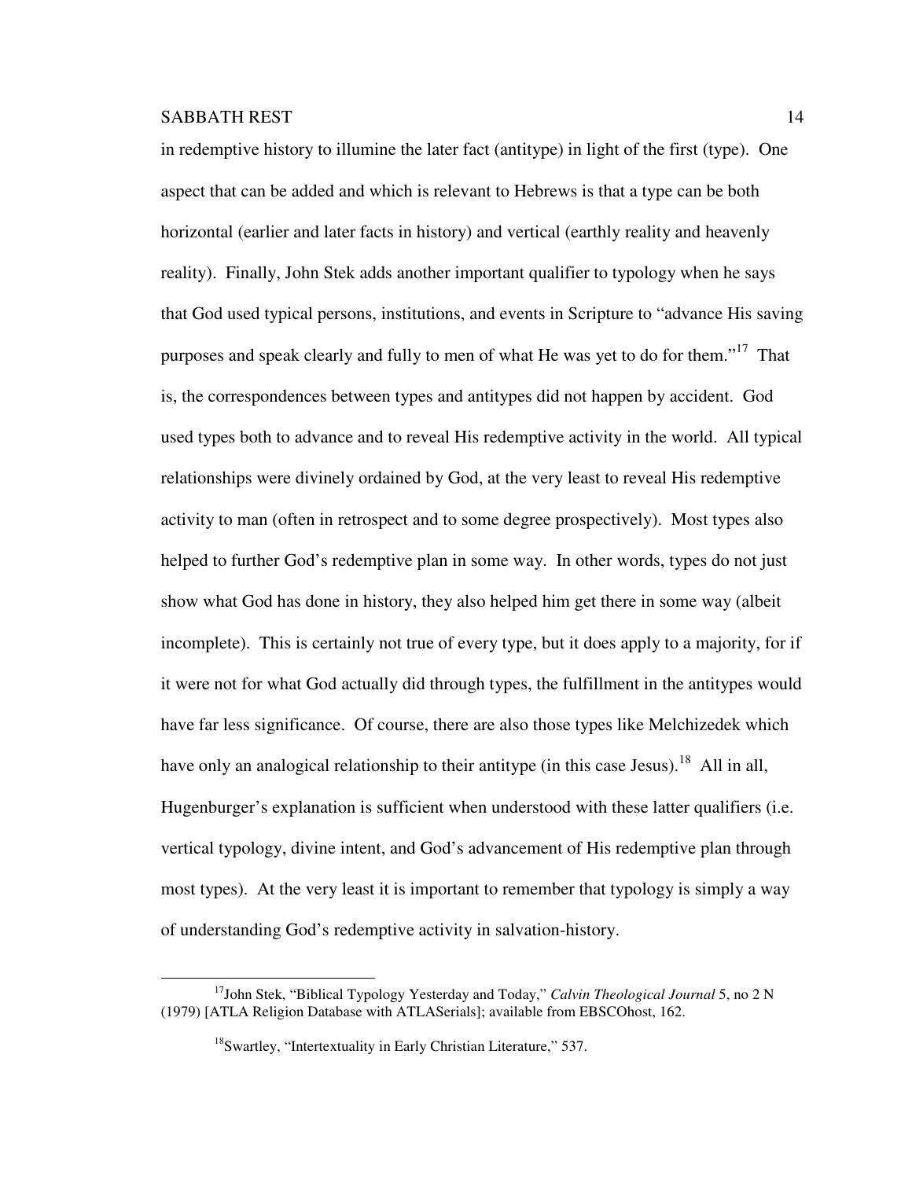in redemptive history to illumine the later fact (antitype) in light of the first (type). One aspect that can be added and which is relevant to Hebrews is that a type can be both horizontal (earlier and later facts in history) and vertical (earthly reality and heavenly reality). Finally, John Stek adds another important qualifier to typology when he says that God used typical persons, institutions, and events in Scripture to "advance His saving purposes and speak clearly and fully to men of what He was yet to do for them."[17] That is, the correspondences between types and antitypes did not happen by accident. God used types both to advance and to reveal His redemptive activity in the world. All typical relationships were divinely ordained by God, at the very least to reveal His redemptive activity to man (often in retrospect and to some degree prospectively). Most types also helped to further God's redemptive plan in some way. In other words, types do not just show what God has done in history, they also helped him get there in some way (albeit incomplete). This is certainly not true of every type, but it does apply to a majority, for if it were not for what God actually did through types, the fulfillment in the antitypes would have far less significance. Of course, there are also those types like Melchizedek which have only an analogical relationship to their antitype (in this case Jesus).[18] All in all, Hugenburger's explanation is sufficient when understood with these latter qualifiers (i.e. vertical typology, divine intent, and God's advancement of His redemptive plan through most types). At the very least it is important to remember that typology is simply a way of understanding God's redemptive activity in salvation-history.

---

[17]John Stek, "Biblical Typology Yesterday and Today," *Calvin Theological Journal* 5, no 2 N (1979) [ATLA Religion Database with ATLASerials]; available from EBSCOhost, 162.

[18]Swartley, "Intertextuality in Early Christian Literature," 537.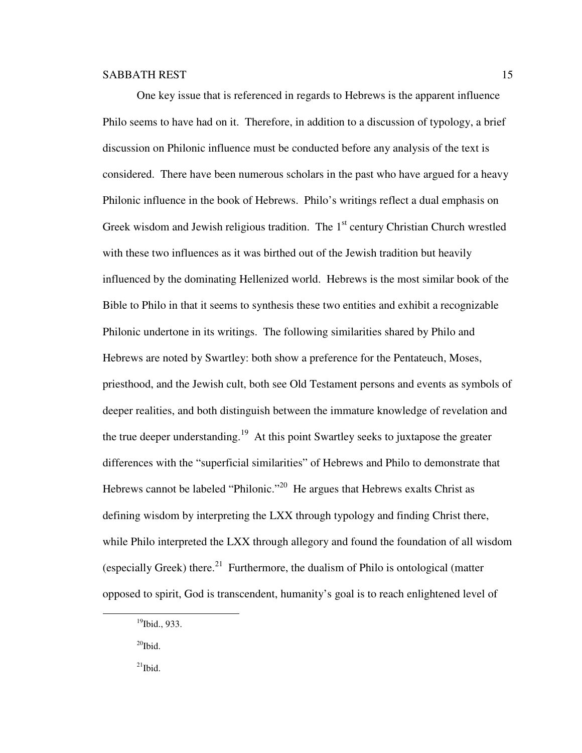One key issue that is referenced in regards to Hebrews is the apparent influence Philo seems to have had on it. Therefore, in addition to a discussion of typology, a brief discussion on Philonic influence must be conducted before any analysis of the text is considered. There have been numerous scholars in the past who have argued for a heavy Philonic influence in the book of Hebrews. Philo's writings reflect a dual emphasis on Greek wisdom and Jewish religious tradition. The 1st century Christian Church wrestled with these two influences as it was birthed out of the Jewish tradition but heavily influenced by the dominating Hellenized world. Hebrews is the most similar book of the Bible to Philo in that it seems to synthesis these two entities and exhibit a recognizable Philonic undertone in its writings. The following similarities shared by Philo and Hebrews are noted by Swartley: both show a preference for the Pentateuch, Moses, priesthood, and the Jewish cult, both see Old Testament persons and events as symbols of deeper realities, and both distinguish between the immature knowledge of revelation and the true deeper understanding.[19] At this point Swartley seeks to juxtapose the greater differences with the "superficial similarities" of Hebrews and Philo to demonstrate that Hebrews cannot be labeled "Philonic."[20] He argues that Hebrews exalts Christ as defining wisdom by interpreting the LXX through typology and finding Christ there, while Philo interpreted the LXX through allegory and found the foundation of all wisdom (especially Greek) there.[21] Furthermore, the dualism of Philo is ontological (matter opposed to spirit, God is transcendent, humanity's goal is to reach enlightened level of

---

[19] Ibid., 933.

[20] Ibid.

[21] Ibid.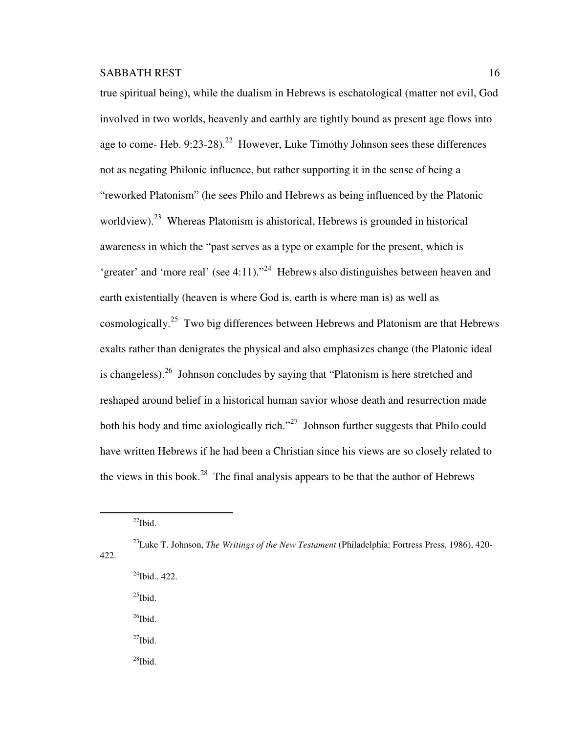true spiritual being), while the dualism in Hebrews is eschatological (matter not evil, God involved in two worlds, heavenly and earthly are tightly bound as present age flows into age to come- Heb. 9:23-28).[22] However, Luke Timothy Johnson sees these differences not as negating Philonic influence, but rather supporting it in the sense of being a "reworked Platonism" (he sees Philo and Hebrews as being influenced by the Platonic worldview).[23] Whereas Platonism is ahistorical, Hebrews is grounded in historical awareness in which the "past serves as a type or example for the present, which is 'greater' and 'more real' (see 4:11)."[24] Hebrews also distinguishes between heaven and earth existentially (heaven is where God is, earth is where man is) as well as cosmologically.[25] Two big differences between Hebrews and Platonism are that Hebrews exalts rather than denigrates the physical and also emphasizes change (the Platonic ideal is changeless).[26] Johnson concludes by saying that "Platonism is here stretched and reshaped around belief in a historical human savior whose death and resurrection made both his body and time axiologically rich."[27] Johnson further suggests that Philo could have written Hebrews if he had been a Christian since his views are so closely related to the views in this book.[28] The final analysis appears to be that the author of Hebrews

---

[22]Ibid.

[23]Luke T. Johnson, *The Writings of the New Testament* (Philadelphia: Fortress Press, 1986), 420-422.

[24]Ibid., 422.

[25]Ibid.

[26]Ibid.

[27]Ibid.

[28]Ibid.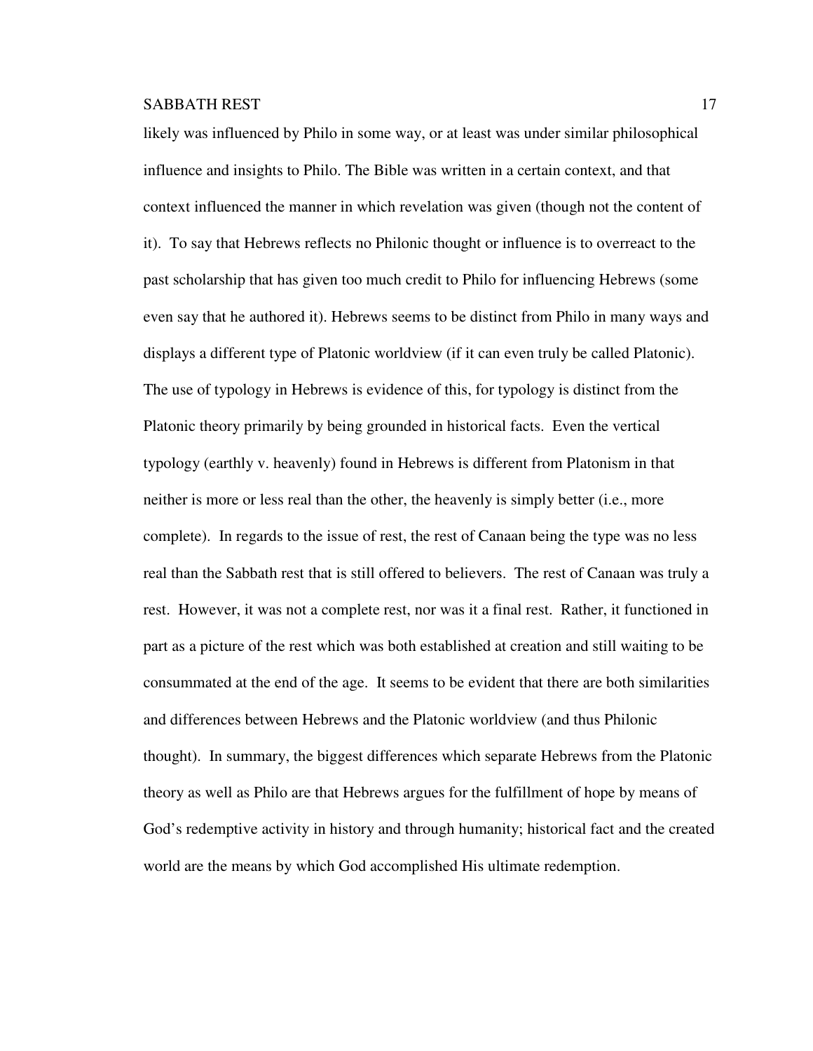likely was influenced by Philo in some way, or at least was under similar philosophical influence and insights to Philo. The Bible was written in a certain context, and that context influenced the manner in which revelation was given (though not the content of it). To say that Hebrews reflects no Philonic thought or influence is to overreact to the past scholarship that has given too much credit to Philo for influencing Hebrews (some even say that he authored it). Hebrews seems to be distinct from Philo in many ways and displays a different type of Platonic worldview (if it can even truly be called Platonic). The use of typology in Hebrews is evidence of this, for typology is distinct from the Platonic theory primarily by being grounded in historical facts. Even the vertical typology (earthly v. heavenly) found in Hebrews is different from Platonism in that neither is more or less real than the other, the heavenly is simply better (i.e., more complete). In regards to the issue of rest, the rest of Canaan being the type was no less real than the Sabbath rest that is still offered to believers. The rest of Canaan was truly a rest. However, it was not a complete rest, nor was it a final rest. Rather, it functioned in part as a picture of the rest which was both established at creation and still waiting to be consummated at the end of the age. It seems to be evident that there are both similarities and differences between Hebrews and the Platonic worldview (and thus Philonic thought). In summary, the biggest differences which separate Hebrews from the Platonic theory as well as Philo are that Hebrews argues for the fulfillment of hope by means of God's redemptive activity in history and through humanity; historical fact and the created world are the means by which God accomplished His ultimate redemption.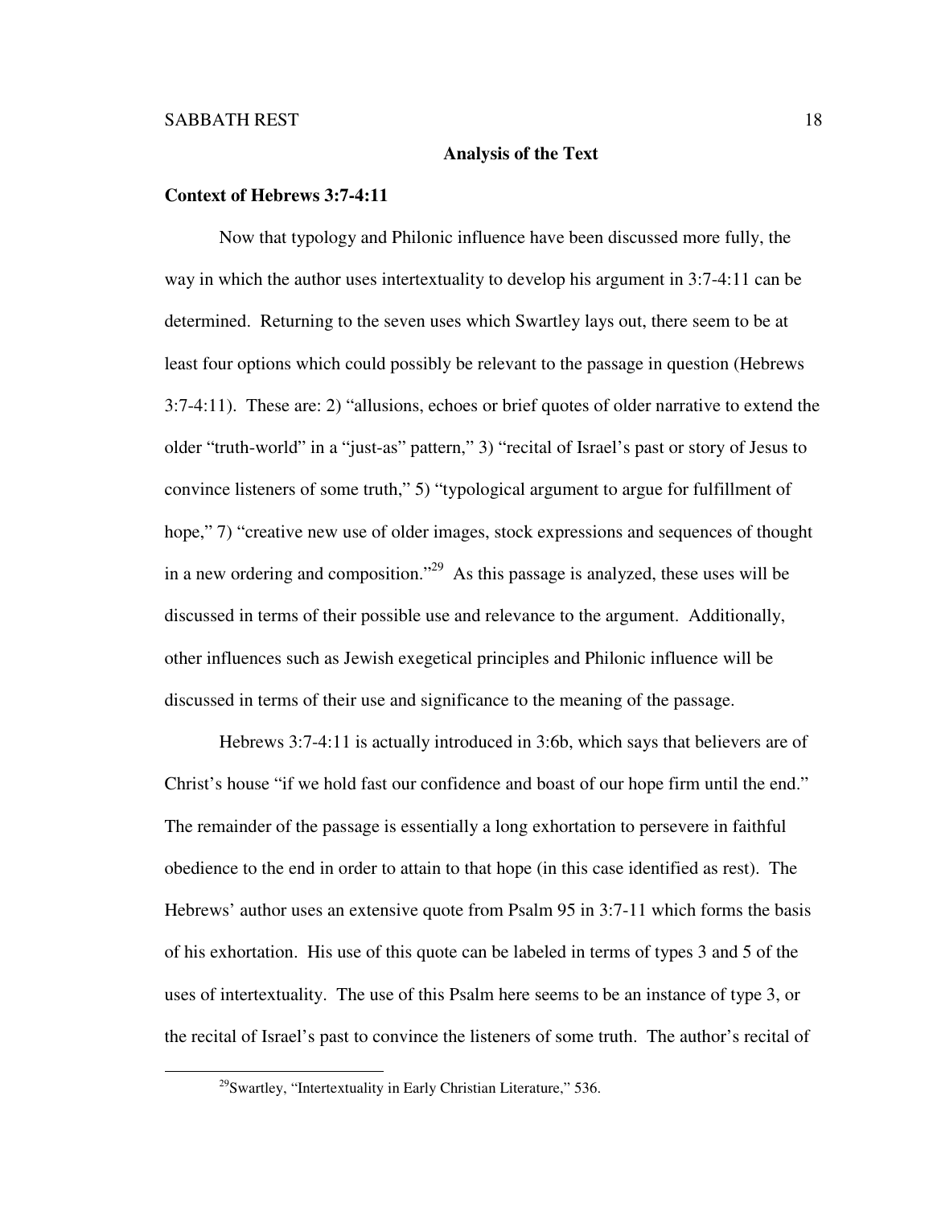## Analysis of the Text

### Context of Hebrews 3:7-4:11

Now that typology and Philonic influence have been discussed more fully, the way in which the author uses intertextuality to develop his argument in 3:7-4:11 can be determined. Returning to the seven uses which Swartley lays out, there seem to be at least four options which could possibly be relevant to the passage in question (Hebrews 3:7-4:11). These are: 2) "allusions, echoes or brief quotes of older narrative to extend the older "truth-world" in a "just-as" pattern," 3) "recital of Israel's past or story of Jesus to convince listeners of some truth," 5) "typological argument to argue for fulfillment of hope," 7) "creative new use of older images, stock expressions and sequences of thought in a new ordering and composition."[29] As this passage is analyzed, these uses will be discussed in terms of their possible use and relevance to the argument. Additionally, other influences such as Jewish exegetical principles and Philonic influence will be discussed in terms of their use and significance to the meaning of the passage.

Hebrews 3:7-4:11 is actually introduced in 3:6b, which says that believers are of Christ's house "if we hold fast our confidence and boast of our hope firm until the end." The remainder of the passage is essentially a long exhortation to persevere in faithful obedience to the end in order to attain to that hope (in this case identified as rest). The Hebrews' author uses an extensive quote from Psalm 95 in 3:7-11 which forms the basis of his exhortation. His use of this quote can be labeled in terms of types 3 and 5 of the uses of intertextuality. The use of this Psalm here seems to be an instance of type 3, or the recital of Israel's past to convince the listeners of some truth. The author's recital of

[29] Swartley, "Intertextuality in Early Christian Literature," 536.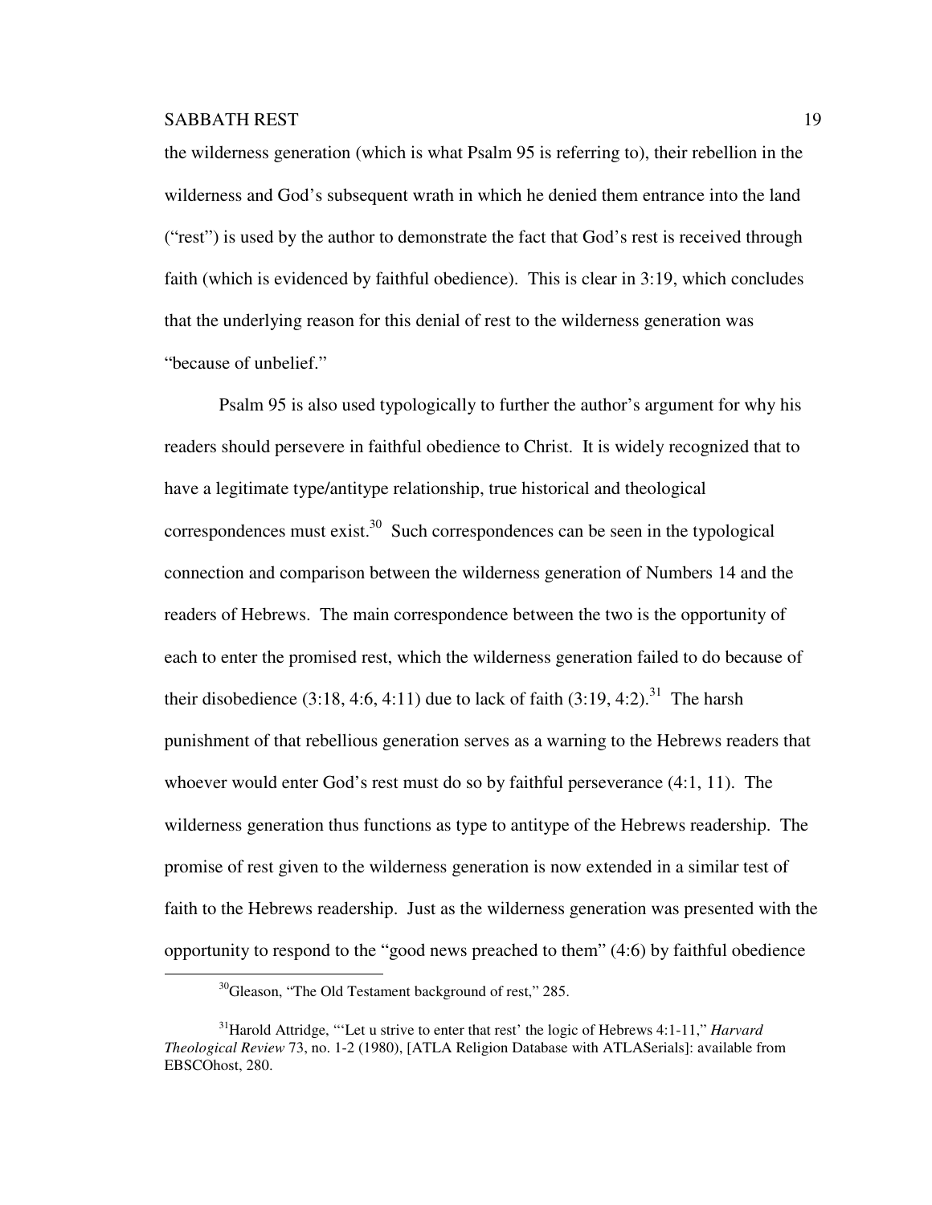the wilderness generation (which is what Psalm 95 is referring to), their rebellion in the wilderness and God's subsequent wrath in which he denied them entrance into the land ("rest") is used by the author to demonstrate the fact that God's rest is received through faith (which is evidenced by faithful obedience). This is clear in 3:19, which concludes that the underlying reason for this denial of rest to the wilderness generation was "because of unbelief."

Psalm 95 is also used typologically to further the author's argument for why his readers should persevere in faithful obedience to Christ. It is widely recognized that to have a legitimate type/antitype relationship, true historical and theological correspondences must exist.[30] Such correspondences can be seen in the typological connection and comparison between the wilderness generation of Numbers 14 and the readers of Hebrews. The main correspondence between the two is the opportunity of each to enter the promised rest, which the wilderness generation failed to do because of their disobedience (3:18, 4:6, 4:11) due to lack of faith (3:19, 4:2).[31] The harsh punishment of that rebellious generation serves as a warning to the Hebrews readers that whoever would enter God's rest must do so by faithful perseverance (4:1, 11). The wilderness generation thus functions as type to antitype of the Hebrews readership. The promise of rest given to the wilderness generation is now extended in a similar test of faith to the Hebrews readership. Just as the wilderness generation was presented with the opportunity to respond to the "good news preached to them" (4:6) by faithful obedience

---

[30]Gleason, "The Old Testament background of rest," 285.

[31]Harold Attridge, "'Let u strive to enter that rest' the logic of Hebrews 4:1-11," *Harvard Theological Review* 73, no. 1-2 (1980), [ATLA Religion Database with ATLASerials]: available from EBSCOhost, 280.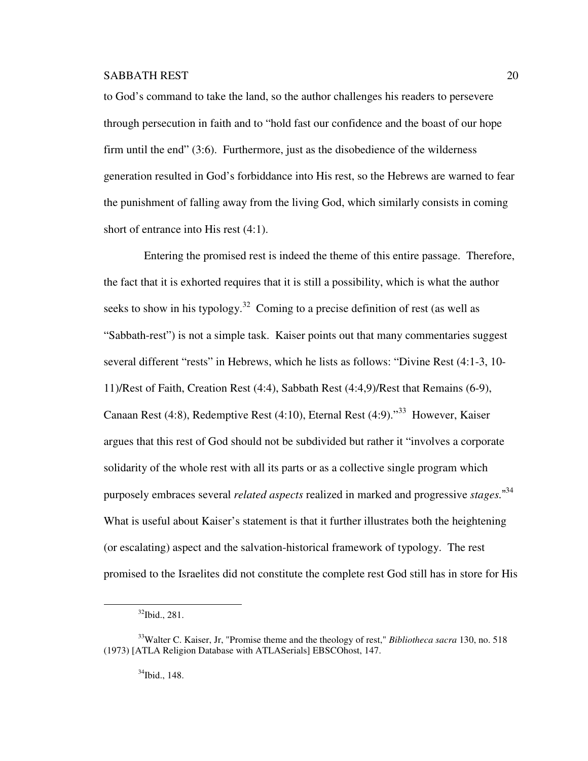to God's command to take the land, so the author challenges his readers to persevere through persecution in faith and to "hold fast our confidence and the boast of our hope firm until the end" (3:6). Furthermore, just as the disobedience of the wilderness generation resulted in God's forbiddance into His rest, so the Hebrews are warned to fear the punishment of falling away from the living God, which similarly consists in coming short of entrance into His rest (4:1).

Entering the promised rest is indeed the theme of this entire passage. Therefore, the fact that it is exhorted requires that it is still a possibility, which is what the author seeks to show in his typology.[32] Coming to a precise definition of rest (as well as "Sabbath-rest") is not a simple task. Kaiser points out that many commentaries suggest several different "rests" in Hebrews, which he lists as follows: "Divine Rest (4:1-3, 10-11)/Rest of Faith, Creation Rest (4:4), Sabbath Rest (4:4,9)/Rest that Remains (6-9), Canaan Rest (4:8), Redemptive Rest (4:10), Eternal Rest (4:9)."[33] However, Kaiser argues that this rest of God should not be subdivided but rather it "involves a corporate solidarity of the whole rest with all its parts or as a collective single program which purposely embraces several *related aspects* realized in marked and progressive *stages*."[34] What is useful about Kaiser's statement is that it further illustrates both the heightening (or escalating) aspect and the salvation-historical framework of typology. The rest promised to the Israelites did not constitute the complete rest God still has in store for His

---

[32] Ibid., 281.

[33] Walter C. Kaiser, Jr, "Promise theme and the theology of rest," *Bibliotheca sacra* 130, no. 518 (1973) [ATLA Religion Database with ATLASerials] EBSCOhost, 147.

[34] Ibid., 148.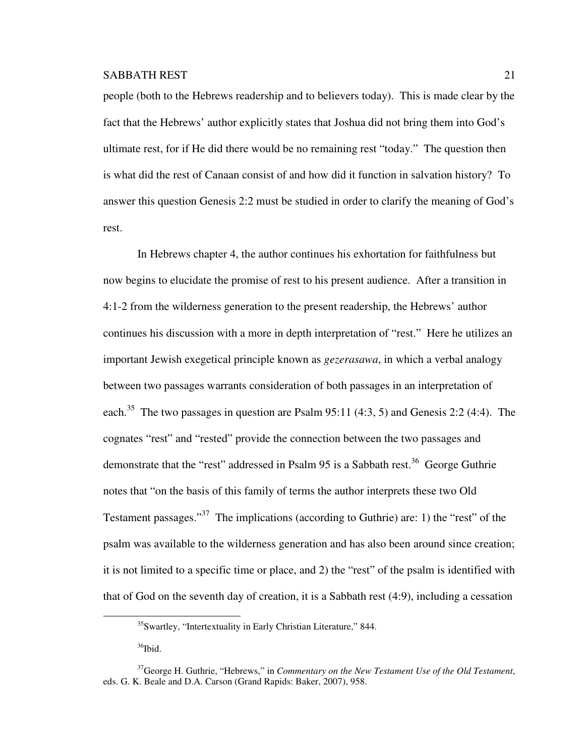people (both to the Hebrews readership and to believers today). This is made clear by the fact that the Hebrews' author explicitly states that Joshua did not bring them into God's ultimate rest, for if He did there would be no remaining rest "today." The question then is what did the rest of Canaan consist of and how did it function in salvation history? To answer this question Genesis 2:2 must be studied in order to clarify the meaning of God's rest.

In Hebrews chapter 4, the author continues his exhortation for faithfulness but now begins to elucidate the promise of rest to his present audience. After a transition in 4:1-2 from the wilderness generation to the present readership, the Hebrews' author continues his discussion with a more in depth interpretation of "rest." Here he utilizes an important Jewish exegetical principle known as *gezerasawa*, in which a verbal analogy between two passages warrants consideration of both passages in an interpretation of each.[35] The two passages in question are Psalm 95:11 (4:3, 5) and Genesis 2:2 (4:4). The cognates "rest" and "rested" provide the connection between the two passages and demonstrate that the "rest" addressed in Psalm 95 is a Sabbath rest.[36] George Guthrie notes that "on the basis of this family of terms the author interprets these two Old Testament passages."[37] The implications (according to Guthrie) are: 1) the "rest" of the psalm was available to the wilderness generation and has also been around since creation; it is not limited to a specific time or place, and 2) the "rest" of the psalm is identified with that of God on the seventh day of creation, it is a Sabbath rest (4:9), including a cessation

---

[35]Swartley, "Intertextuality in Early Christian Literature," 844.

[36]Ibid.

[37]George H. Guthrie, "Hebrews," in *Commentary on the New Testament Use of the Old Testament*, eds. G. K. Beale and D.A. Carson (Grand Rapids: Baker, 2007), 958.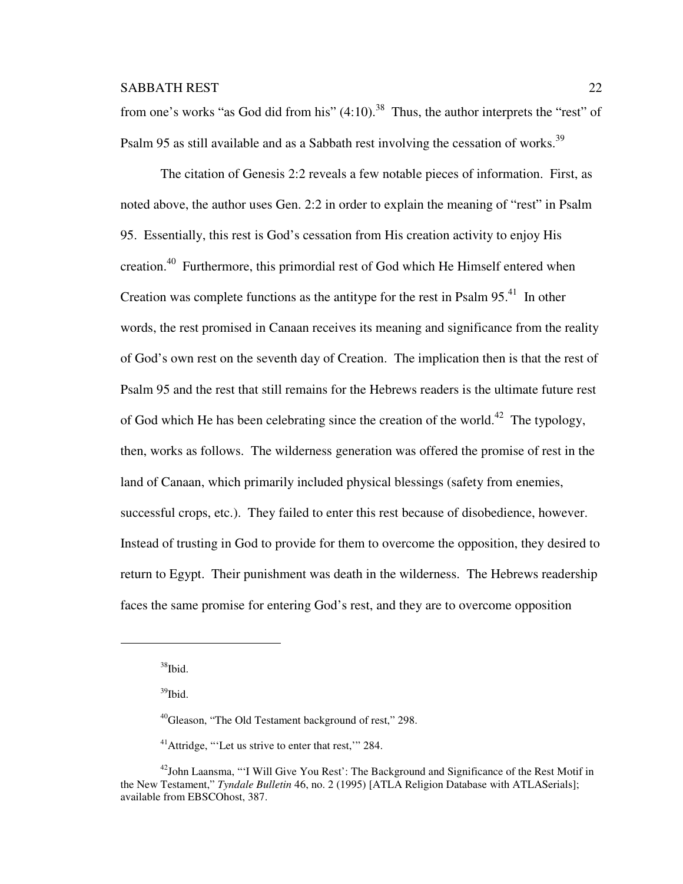from one's works "as God did from his" (4:10).[38] Thus, the author interprets the "rest" of Psalm 95 as still available and as a Sabbath rest involving the cessation of works.[39]

The citation of Genesis 2:2 reveals a few notable pieces of information. First, as noted above, the author uses Gen. 2:2 in order to explain the meaning of "rest" in Psalm 95. Essentially, this rest is God's cessation from His creation activity to enjoy His creation.[40] Furthermore, this primordial rest of God which He Himself entered when Creation was complete functions as the antitype for the rest in Psalm 95.[41] In other words, the rest promised in Canaan receives its meaning and significance from the reality of God's own rest on the seventh day of Creation. The implication then is that the rest of Psalm 95 and the rest that still remains for the Hebrews readers is the ultimate future rest of God which He has been celebrating since the creation of the world.[42] The typology, then, works as follows. The wilderness generation was offered the promise of rest in the land of Canaan, which primarily included physical blessings (safety from enemies, successful crops, etc.). They failed to enter this rest because of disobedience, however. Instead of trusting in God to provide for them to overcome the opposition, they desired to return to Egypt. Their punishment was death in the wilderness. The Hebrews readership faces the same promise for entering God's rest, and they are to overcome opposition

---

[38]Ibid.

[39]Ibid.

[40]Gleason, "The Old Testament background of rest," 298.

[41]Attridge, "'Let us strive to enter that rest,'" 284.

[42]John Laansma, "'I Will Give You Rest': The Background and Significance of the Rest Motif in the New Testament," *Tyndale Bulletin* 46, no. 2 (1995) [ATLA Religion Database with ATLASerials]; available from EBSCOhost, 387.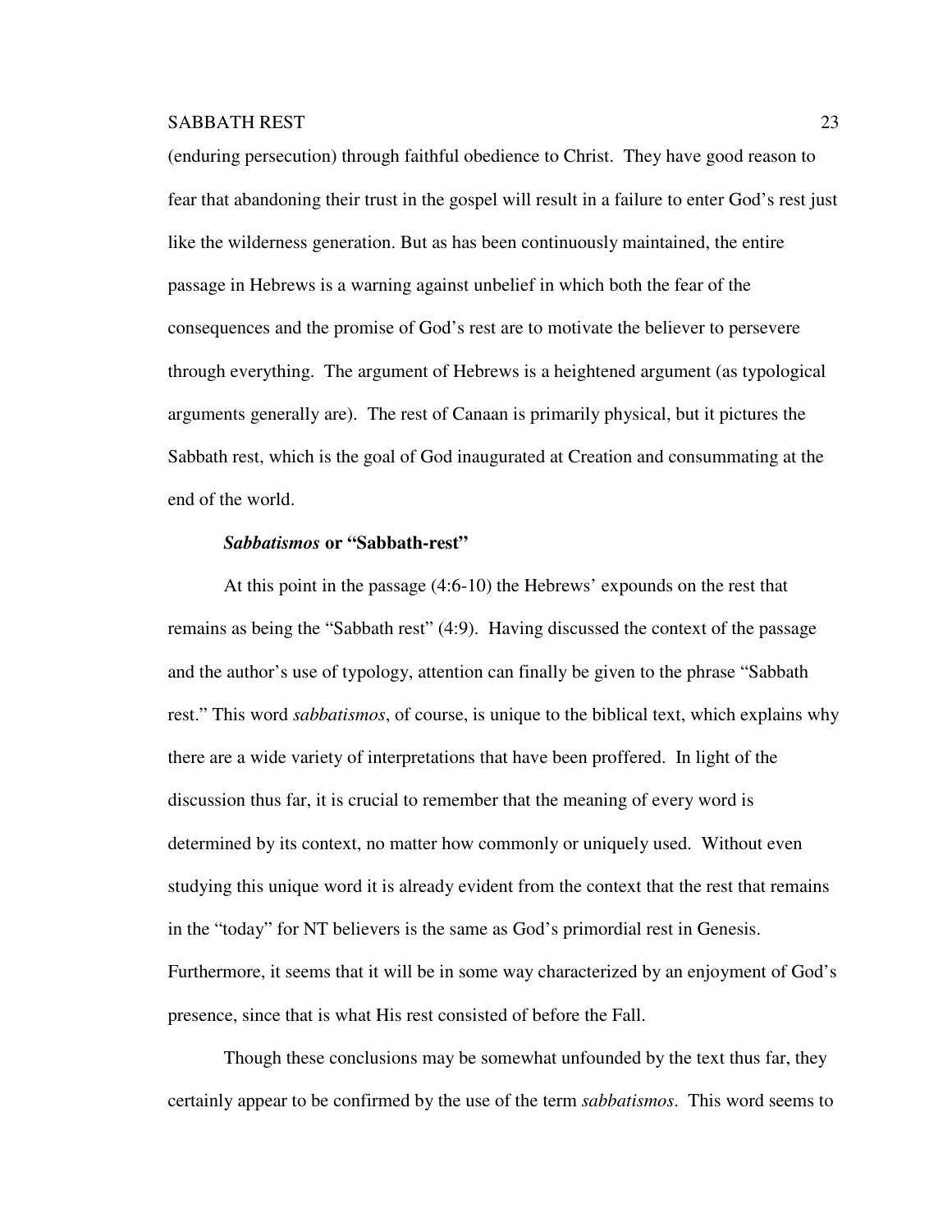(enduring persecution) through faithful obedience to Christ. They have good reason to fear that abandoning their trust in the gospel will result in a failure to enter God's rest just like the wilderness generation. But as has been continuously maintained, the entire passage in Hebrews is a warning against unbelief in which both the fear of the consequences and the promise of God's rest are to motivate the believer to persevere through everything. The argument of Hebrews is a heightened argument (as typological arguments generally are). The rest of Canaan is primarily physical, but it pictures the Sabbath rest, which is the goal of God inaugurated at Creation and consummating at the end of the world.

### ***Sabbatismos*** **or "Sabbath-rest"**

At this point in the passage (4:6-10) the Hebrews' expounds on the rest that remains as being the "Sabbath rest" (4:9). Having discussed the context of the passage and the author's use of typology, attention can finally be given to the phrase "Sabbath rest." This word *sabbatismos*, of course, is unique to the biblical text, which explains why there are a wide variety of interpretations that have been proffered. In light of the discussion thus far, it is crucial to remember that the meaning of every word is determined by its context, no matter how commonly or uniquely used. Without even studying this unique word it is already evident from the context that the rest that remains in the "today" for NT believers is the same as God's primordial rest in Genesis. Furthermore, it seems that it will be in some way characterized by an enjoyment of God's presence, since that is what His rest consisted of before the Fall.

Though these conclusions may be somewhat unfounded by the text thus far, they certainly appear to be confirmed by the use of the term *sabbatismos*. This word seems to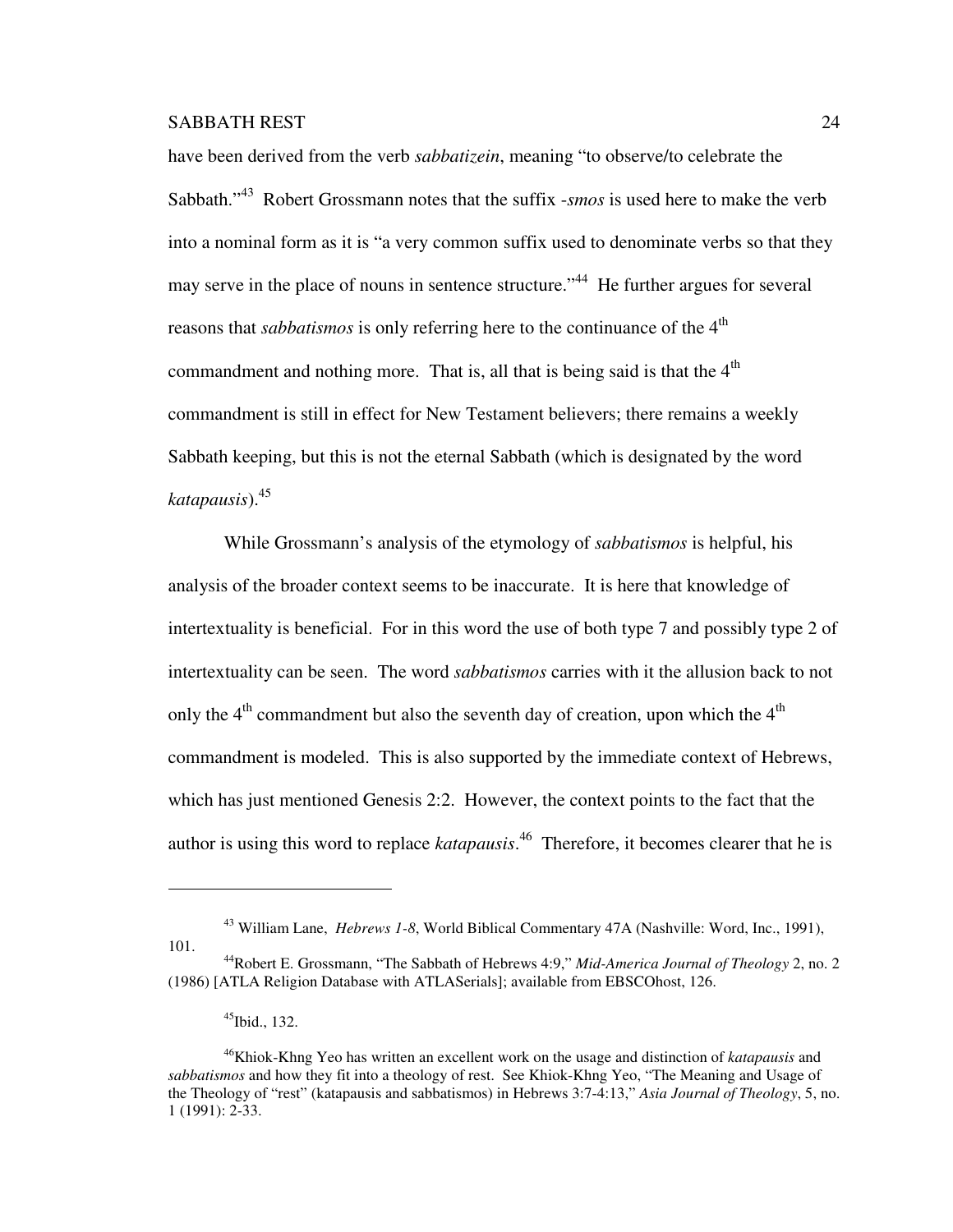have been derived from the verb *sabbatizein*, meaning "to observe/to celebrate the Sabbath."[43] Robert Grossmann notes that the suffix *-smos* is used here to make the verb into a nominal form as it is "a very common suffix used to denominate verbs so that they may serve in the place of nouns in sentence structure."[44] He further argues for several reasons that *sabbatismos* is only referring here to the continuance of the 4th commandment and nothing more. That is, all that is being said is that the 4th commandment is still in effect for New Testament believers; there remains a weekly Sabbath keeping, but this is not the eternal Sabbath (which is designated by the word *katapausis*).[45]

While Grossmann's analysis of the etymology of *sabbatismos* is helpful, his analysis of the broader context seems to be inaccurate. It is here that knowledge of intertextuality is beneficial. For in this word the use of both type 7 and possibly type 2 of intertextuality can be seen. The word *sabbatismos* carries with it the allusion back to not only the 4th commandment but also the seventh day of creation, upon which the 4th commandment is modeled. This is also supported by the immediate context of Hebrews, which has just mentioned Genesis 2:2. However, the context points to the fact that the author is using this word to replace *katapausis*.[46] Therefore, it becomes clearer that he is

---

[43] William Lane, *Hebrews 1-8*, World Biblical Commentary 47A (Nashville: Word, Inc., 1991), 101.

[44] Robert E. Grossmann, "The Sabbath of Hebrews 4:9," *Mid-America Journal of Theology* 2, no. 2 (1986) [ATLA Religion Database with ATLASerials]; available from EBSCOhost, 126.

[45] Ibid., 132.

[46] Khiok-Khng Yeo has written an excellent work on the usage and distinction of *katapausis* and *sabbatismos* and how they fit into a theology of rest. See Khiok-Khng Yeo, "The Meaning and Usage of the Theology of "rest" (katapausis and sabbatismos) in Hebrews 3:7-4:13," *Asia Journal of Theology*, 5, no. 1 (1991): 2-33.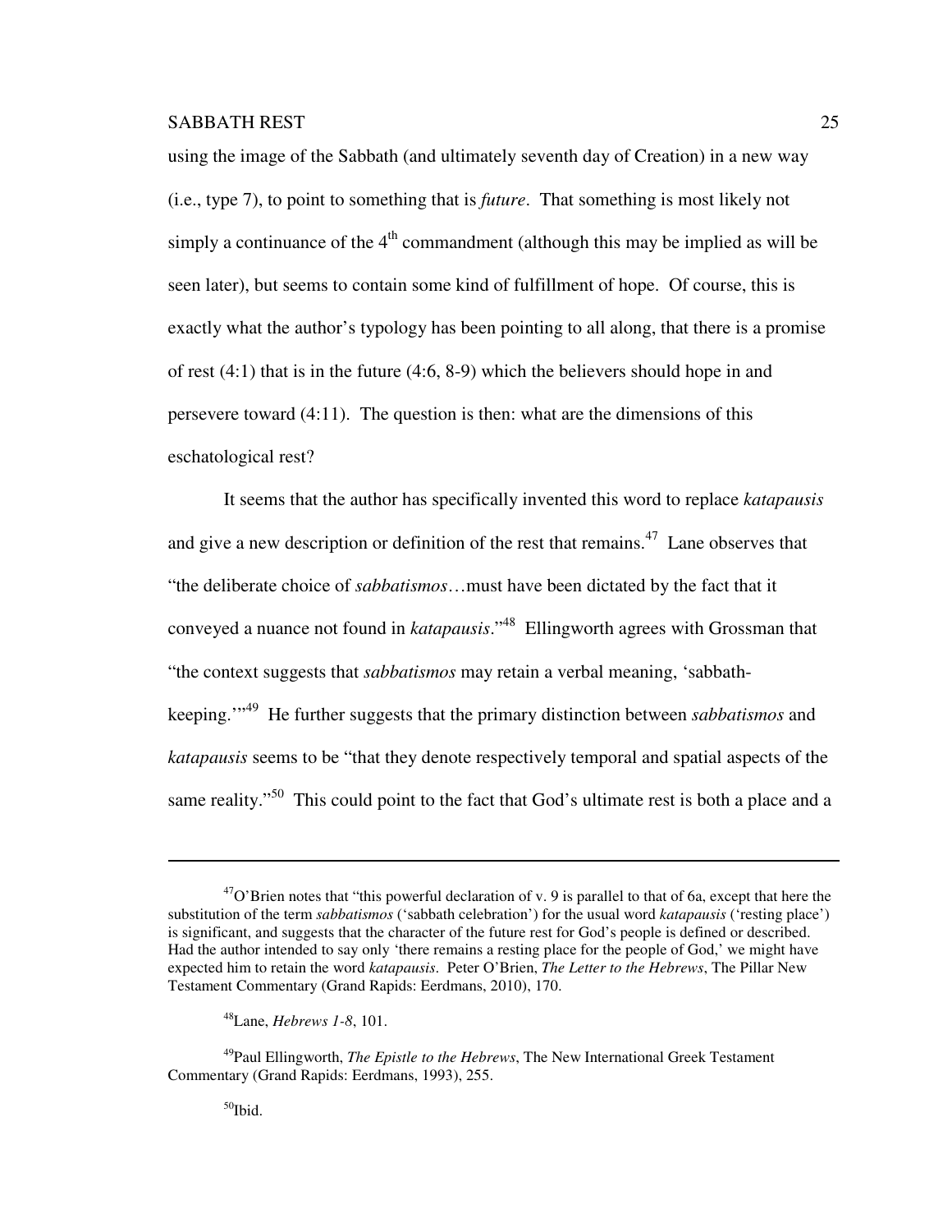using the image of the Sabbath (and ultimately seventh day of Creation) in a new way (i.e., type 7), to point to something that is *future*. That something is most likely not simply a continuance of the 4th commandment (although this may be implied as will be seen later), but seems to contain some kind of fulfillment of hope. Of course, this is exactly what the author's typology has been pointing to all along, that there is a promise of rest (4:1) that is in the future (4:6, 8-9) which the believers should hope in and persevere toward (4:11). The question is then: what are the dimensions of this eschatological rest?

It seems that the author has specifically invented this word to replace *katapausis* and give a new description or definition of the rest that remains.[47] Lane observes that "the deliberate choice of *sabbatismos*…must have been dictated by the fact that it conveyed a nuance not found in *katapausis*."[48] Ellingworth agrees with Grossman that "the context suggests that *sabbatismos* may retain a verbal meaning, 'sabbath-keeping.'"[49] He further suggests that the primary distinction between *sabbatismos* and *katapausis* seems to be "that they denote respectively temporal and spatial aspects of the same reality."[50] This could point to the fact that God's ultimate rest is both a place and a

---

[47]O'Brien notes that "this powerful declaration of v. 9 is parallel to that of 6a, except that here the substitution of the term *sabbatismos* ('sabbath celebration') for the usual word *katapausis* ('resting place') is significant, and suggests that the character of the future rest for God's people is defined or described. Had the author intended to say only 'there remains a resting place for the people of God,' we might have expected him to retain the word *katapausis*. Peter O'Brien, *The Letter to the Hebrews*, The Pillar New Testament Commentary (Grand Rapids: Eerdmans, 2010), 170.

[48]Lane, *Hebrews 1-8*, 101.

[49]Paul Ellingworth, *The Epistle to the Hebrews*, The New International Greek Testament Commentary (Grand Rapids: Eerdmans, 1993), 255.

[50]Ibid.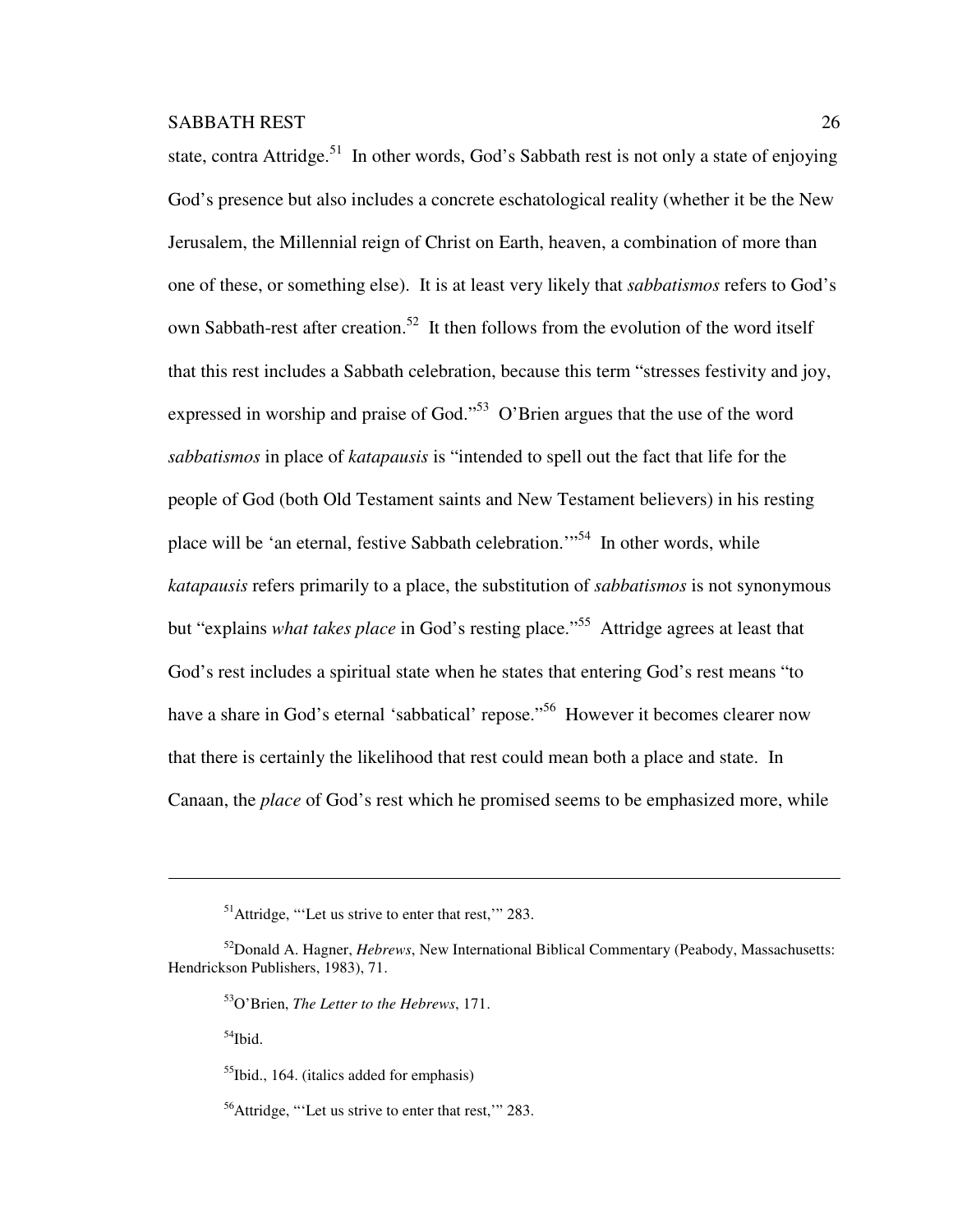state, contra Attridge.[51] In other words, God's Sabbath rest is not only a state of enjoying God's presence but also includes a concrete eschatological reality (whether it be the New Jerusalem, the Millennial reign of Christ on Earth, heaven, a combination of more than one of these, or something else). It is at least very likely that *sabbatismos* refers to God's own Sabbath-rest after creation.[52] It then follows from the evolution of the word itself that this rest includes a Sabbath celebration, because this term "stresses festivity and joy, expressed in worship and praise of God."[53] O'Brien argues that the use of the word *sabbatismos* in place of *katapausis* is "intended to spell out the fact that life for the people of God (both Old Testament saints and New Testament believers) in his resting place will be 'an eternal, festive Sabbath celebration.'"[54] In other words, while *katapausis* refers primarily to a place, the substitution of *sabbatismos* is not synonymous but "explains *what takes place* in God's resting place."[55] Attridge agrees at least that God's rest includes a spiritual state when he states that entering God's rest means "to have a share in God's eternal 'sabbatical' repose."[56] However it becomes clearer now that there is certainly the likelihood that rest could mean both a place and state. In Canaan, the *place* of God's rest which he promised seems to be emphasized more, while

---

[51]Attridge, "'Let us strive to enter that rest,'" 283.

[52]Donald A. Hagner, *Hebrews*, New International Biblical Commentary (Peabody, Massachusetts: Hendrickson Publishers, 1983), 71.

[53]O'Brien, *The Letter to the Hebrews*, 171.

[54]Ibid.

[55]Ibid., 164. (italics added for emphasis)

[56]Attridge, "'Let us strive to enter that rest,'" 283.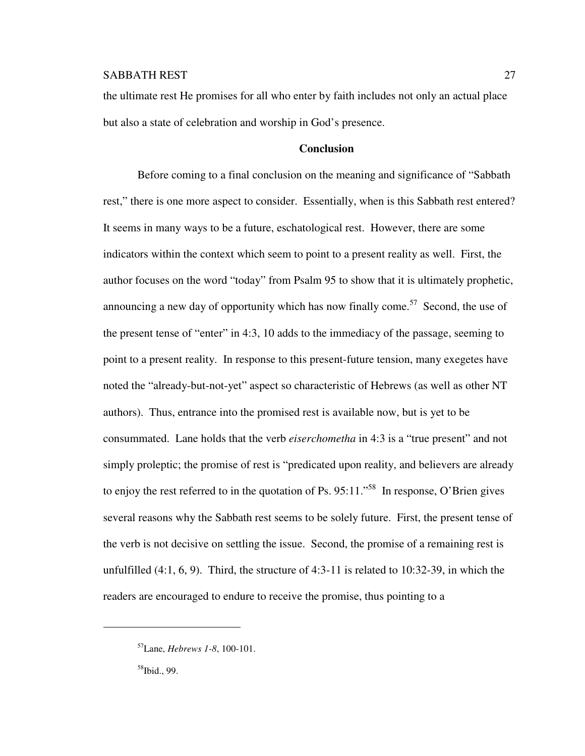the ultimate rest He promises for all who enter by faith includes not only an actual place but also a state of celebration and worship in God's presence.

## Conclusion

Before coming to a final conclusion on the meaning and significance of "Sabbath rest," there is one more aspect to consider. Essentially, when is this Sabbath rest entered? It seems in many ways to be a future, eschatological rest. However, there are some indicators within the context which seem to point to a present reality as well. First, the author focuses on the word "today" from Psalm 95 to show that it is ultimately prophetic, announcing a new day of opportunity which has now finally come.[57] Second, the use of the present tense of "enter" in 4:3, 10 adds to the immediacy of the passage, seeming to point to a present reality. In response to this present-future tension, many exegetes have noted the "already-but-not-yet" aspect so characteristic of Hebrews (as well as other NT authors). Thus, entrance into the promised rest is available now, but is yet to be consummated. Lane holds that the verb *eiserchometha* in 4:3 is a "true present" and not simply proleptic; the promise of rest is "predicated upon reality, and believers are already to enjoy the rest referred to in the quotation of Ps. 95:11."[58] In response, O'Brien gives several reasons why the Sabbath rest seems to be solely future. First, the present tense of the verb is not decisive on settling the issue. Second, the promise of a remaining rest is unfulfilled (4:1, 6, 9). Third, the structure of 4:3-11 is related to 10:32-39, in which the readers are encouraged to endure to receive the promise, thus pointing to a

---

[57]Lane, *Hebrews 1-8*, 100-101.

[58]Ibid., 99.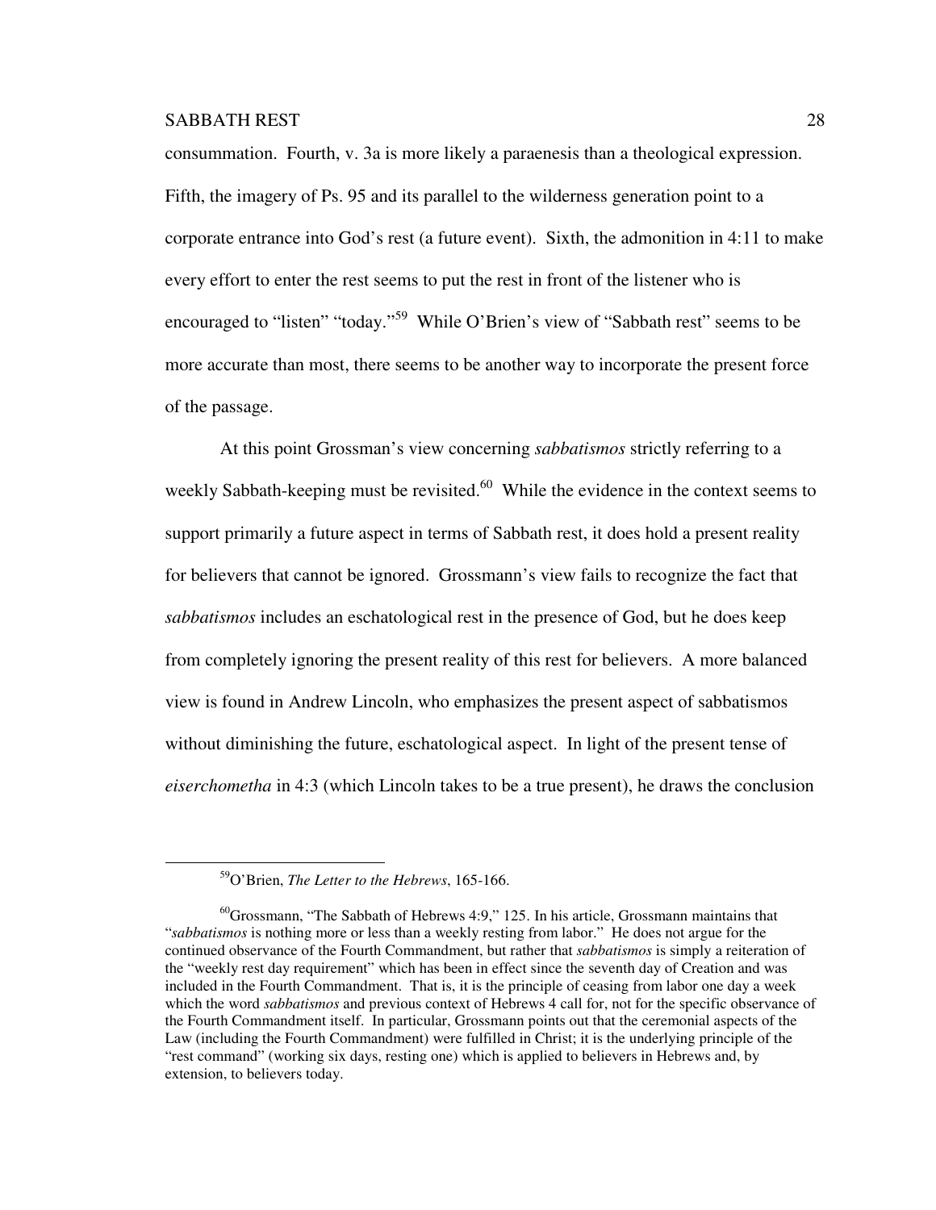consummation. Fourth, v. 3a is more likely a paraenesis than a theological expression. Fifth, the imagery of Ps. 95 and its parallel to the wilderness generation point to a corporate entrance into God's rest (a future event). Sixth, the admonition in 4:11 to make every effort to enter the rest seems to put the rest in front of the listener who is encouraged to "listen" "today."[59] While O'Brien's view of "Sabbath rest" seems to be more accurate than most, there seems to be another way to incorporate the present force of the passage.

At this point Grossman's view concerning *sabbatismos* strictly referring to a weekly Sabbath-keeping must be revisited.[60] While the evidence in the context seems to support primarily a future aspect in terms of Sabbath rest, it does hold a present reality for believers that cannot be ignored. Grossmann's view fails to recognize the fact that *sabbatismos* includes an eschatological rest in the presence of God, but he does keep from completely ignoring the present reality of this rest for believers. A more balanced view is found in Andrew Lincoln, who emphasizes the present aspect of sabbatismos without diminishing the future, eschatological aspect. In light of the present tense of *eiserchometha* in 4:3 (which Lincoln takes to be a true present), he draws the conclusion

---

[59]O'Brien, *The Letter to the Hebrews*, 165-166.

[60]Grossmann, "The Sabbath of Hebrews 4:9," 125. In his article, Grossmann maintains that "*sabbatismos* is nothing more or less than a weekly resting from labor." He does not argue for the continued observance of the Fourth Commandment, but rather that *sabbatismos* is simply a reiteration of the "weekly rest day requirement" which has been in effect since the seventh day of Creation and was included in the Fourth Commandment. That is, it is the principle of ceasing from labor one day a week which the word *sabbatismos* and previous context of Hebrews 4 call for, not for the specific observance of the Fourth Commandment itself. In particular, Grossmann points out that the ceremonial aspects of the Law (including the Fourth Commandment) were fulfilled in Christ; it is the underlying principle of the "rest command" (working six days, resting one) which is applied to believers in Hebrews and, by extension, to believers today.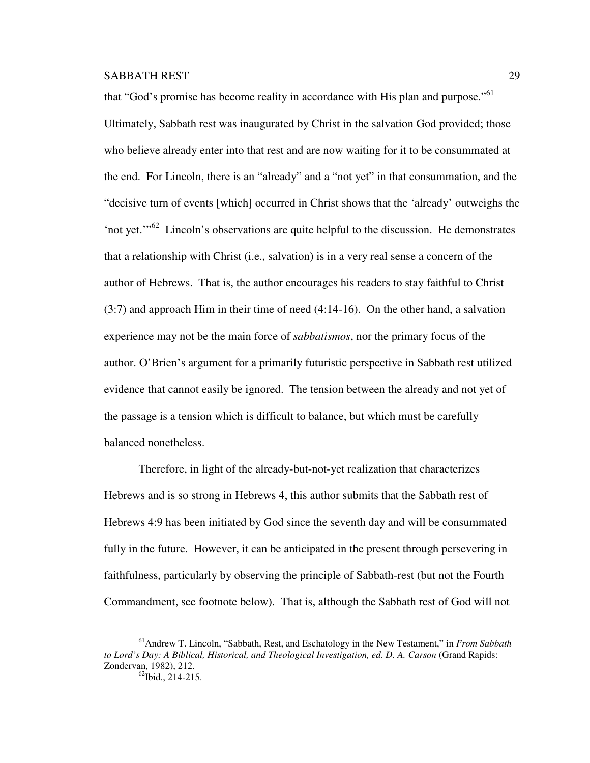that "God's promise has become reality in accordance with His plan and purpose."[61] Ultimately, Sabbath rest was inaugurated by Christ in the salvation God provided; those who believe already enter into that rest and are now waiting for it to be consummated at the end. For Lincoln, there is an "already" and a "not yet" in that consummation, and the "decisive turn of events [which] occurred in Christ shows that the 'already' outweighs the 'not yet.'"[62] Lincoln's observations are quite helpful to the discussion. He demonstrates that a relationship with Christ (i.e., salvation) is in a very real sense a concern of the author of Hebrews. That is, the author encourages his readers to stay faithful to Christ (3:7) and approach Him in their time of need (4:14-16). On the other hand, a salvation experience may not be the main force of *sabbatismos*, nor the primary focus of the author. O'Brien's argument for a primarily futuristic perspective in Sabbath rest utilized evidence that cannot easily be ignored. The tension between the already and not yet of the passage is a tension which is difficult to balance, but which must be carefully balanced nonetheless.

Therefore, in light of the already-but-not-yet realization that characterizes Hebrews and is so strong in Hebrews 4, this author submits that the Sabbath rest of Hebrews 4:9 has been initiated by God since the seventh day and will be consummated fully in the future. However, it can be anticipated in the present through persevering in faithfulness, particularly by observing the principle of Sabbath-rest (but not the Fourth Commandment, see footnote below). That is, although the Sabbath rest of God will not

---

[61] Andrew T. Lincoln, "Sabbath, Rest, and Eschatology in the New Testament," in *From Sabbath to Lord's Day: A Biblical, Historical, and Theological Investigation, ed. D. A. Carson* (Grand Rapids: Zondervan, 1982), 212.

[62] Ibid., 214-215.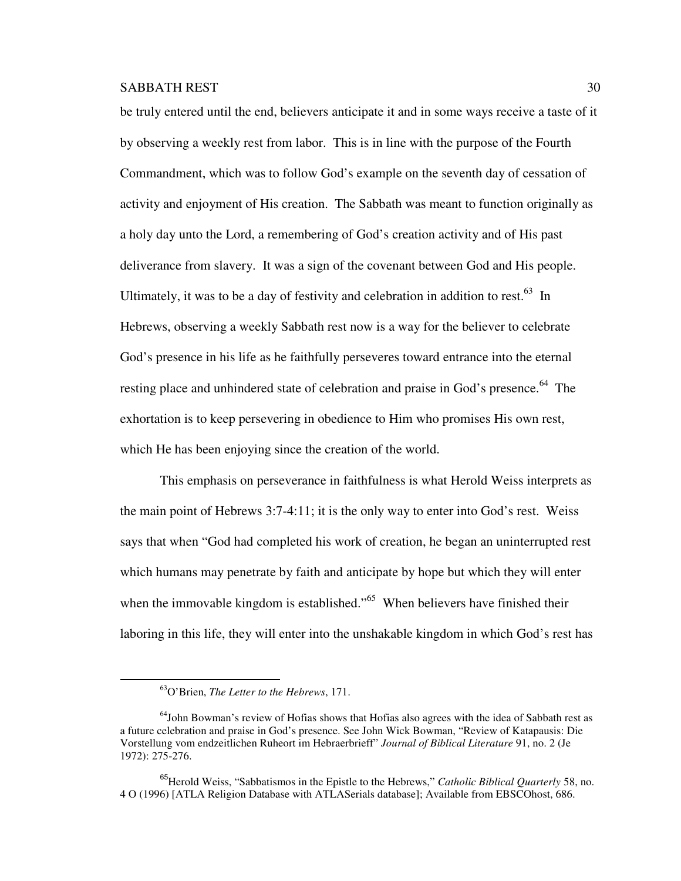be truly entered until the end, believers anticipate it and in some ways receive a taste of it by observing a weekly rest from labor. This is in line with the purpose of the Fourth Commandment, which was to follow God's example on the seventh day of cessation of activity and enjoyment of His creation. The Sabbath was meant to function originally as a holy day unto the Lord, a remembering of God's creation activity and of His past deliverance from slavery. It was a sign of the covenant between God and His people. Ultimately, it was to be a day of festivity and celebration in addition to rest.[63] In Hebrews, observing a weekly Sabbath rest now is a way for the believer to celebrate God's presence in his life as he faithfully perseveres toward entrance into the eternal resting place and unhindered state of celebration and praise in God's presence.[64] The exhortation is to keep persevering in obedience to Him who promises His own rest, which He has been enjoying since the creation of the world.

This emphasis on perseverance in faithfulness is what Herold Weiss interprets as the main point of Hebrews 3:7-4:11; it is the only way to enter into God's rest. Weiss says that when "God had completed his work of creation, he began an uninterrupted rest which humans may penetrate by faith and anticipate by hope but which they will enter when the immovable kingdom is established."[65] When believers have finished their laboring in this life, they will enter into the unshakable kingdom in which God's rest has

---

[63] O'Brien, *The Letter to the Hebrews*, 171.

[64] John Bowman's review of Hofias shows that Hofias also agrees with the idea of Sabbath rest as a future celebration and praise in God's presence. See John Wick Bowman, "Review of Katapausis: Die Vorstellung vom endzeitlichen Ruheort im Hebraerbrieff" *Journal of Biblical Literature* 91, no. 2 (Je 1972): 275-276.

[65] Herold Weiss, "Sabbatismos in the Epistle to the Hebrews," *Catholic Biblical Quarterly* 58, no. 4 O (1996) [ATLA Religion Database with ATLASerials database]; Available from EBSCOhost, 686.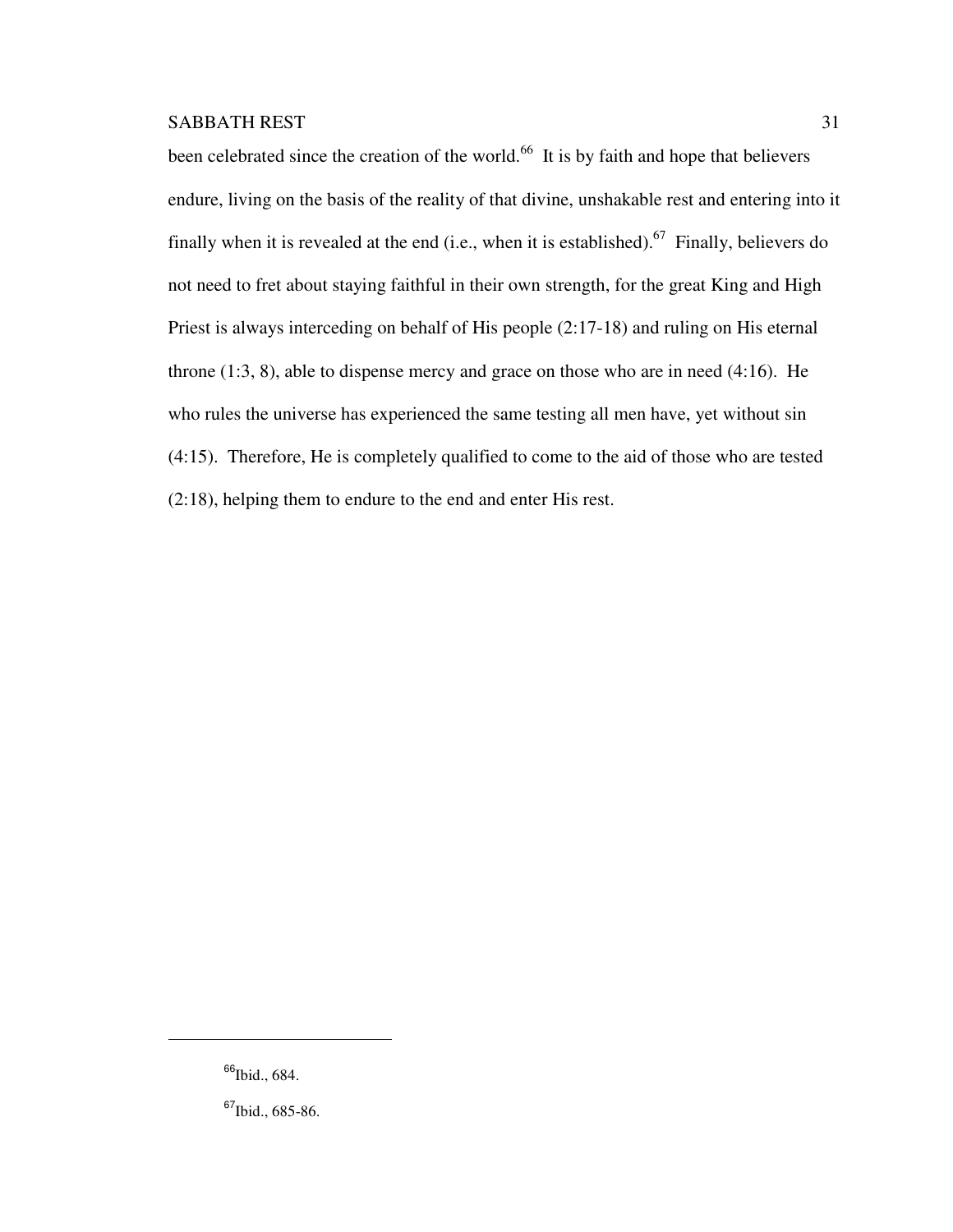been celebrated since the creation of the world.[66] It is by faith and hope that believers endure, living on the basis of the reality of that divine, unshakable rest and entering into it finally when it is revealed at the end (i.e., when it is established).[67] Finally, believers do not need to fret about staying faithful in their own strength, for the great King and High Priest is always interceding on behalf of His people (2:17-18) and ruling on His eternal throne (1:3, 8), able to dispense mercy and grace on those who are in need (4:16). He who rules the universe has experienced the same testing all men have, yet without sin (4:15). Therefore, He is completely qualified to come to the aid of those who are tested (2:18), helping them to endure to the end and enter His rest.

---

[66]Ibid., 684.

[67]Ibid., 685-86.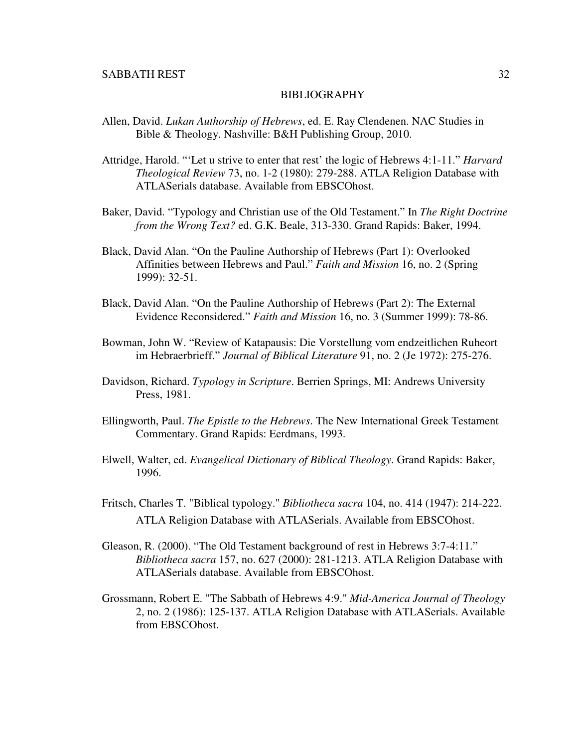## BIBLIOGRAPHY

Allen, David. *Lukan Authorship of Hebrews*, ed. E. Ray Clendenen. NAC Studies in Bible & Theology. Nashville: B&H Publishing Group, 2010.

Attridge, Harold. "'Let u strive to enter that rest' the logic of Hebrews 4:1-11." *Harvard Theological Review* 73, no. 1-2 (1980): 279-288. ATLA Religion Database with ATLASerials database. Available from EBSCOhost.

Baker, David. "Typology and Christian use of the Old Testament." In *The Right Doctrine from the Wrong Text?* ed. G.K. Beale, 313-330. Grand Rapids: Baker, 1994.

Black, David Alan. "On the Pauline Authorship of Hebrews (Part 1): Overlooked Affinities between Hebrews and Paul." *Faith and Mission* 16, no. 2 (Spring 1999): 32-51.

Black, David Alan. "On the Pauline Authorship of Hebrews (Part 2): The External Evidence Reconsidered." *Faith and Mission* 16, no. 3 (Summer 1999): 78-86.

Bowman, John W. "Review of Katapausis: Die Vorstellung vom endzeitlichen Ruheort im Hebraerbrieff." *Journal of Biblical Literature* 91, no. 2 (Je 1972): 275-276.

Davidson, Richard. *Typology in Scripture*. Berrien Springs, MI: Andrews University Press, 1981.

Ellingworth, Paul. *The Epistle to the Hebrews*. The New International Greek Testament Commentary. Grand Rapids: Eerdmans, 1993.

Elwell, Walter, ed. *Evangelical Dictionary of Biblical Theology*. Grand Rapids: Baker, 1996.

Fritsch, Charles T. "Biblical typology." *Bibliotheca sacra* 104, no. 414 (1947): 214-222. ATLA Religion Database with ATLASerials. Available from EBSCOhost.

Gleason, R. (2000). "The Old Testament background of rest in Hebrews 3:7-4:11." *Bibliotheca sacra* 157, no. 627 (2000): 281-1213. ATLA Religion Database with ATLASerials database. Available from EBSCOhost.

Grossmann, Robert E. "The Sabbath of Hebrews 4:9." *Mid-America Journal of Theology* 2, no. 2 (1986): 125-137. ATLA Religion Database with ATLASerials. Available from EBSCOhost.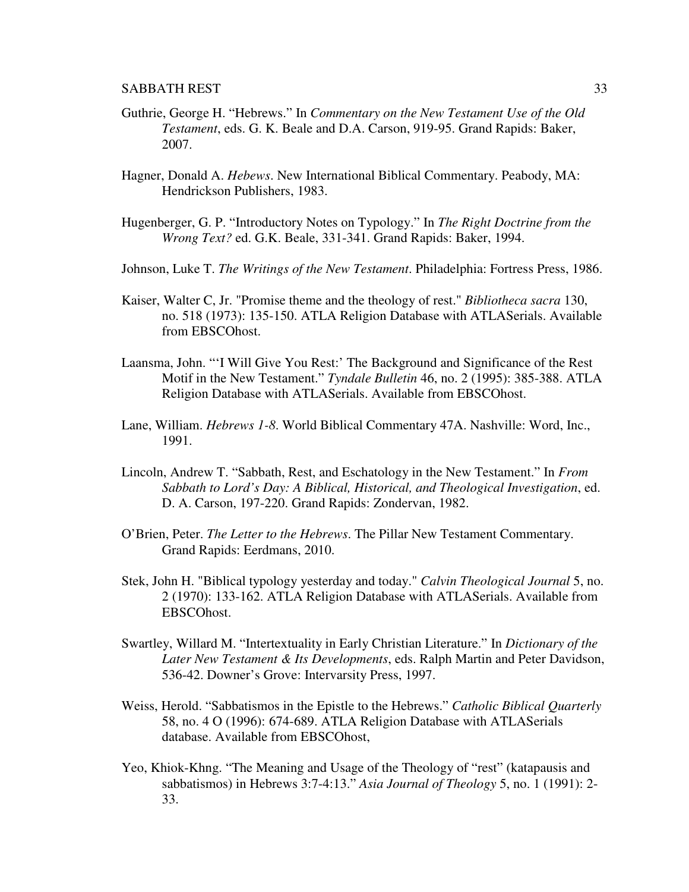Guthrie, George H. "Hebrews." In *Commentary on the New Testament Use of the Old Testament*, eds. G. K. Beale and D.A. Carson, 919-95. Grand Rapids: Baker, 2007.

Hagner, Donald A. *Hebews*. New International Biblical Commentary. Peabody, MA: Hendrickson Publishers, 1983.

Hugenberger, G. P. "Introductory Notes on Typology." In *The Right Doctrine from the Wrong Text?* ed. G.K. Beale, 331-341. Grand Rapids: Baker, 1994.

Johnson, Luke T. *The Writings of the New Testament*. Philadelphia: Fortress Press, 1986.

Kaiser, Walter C, Jr. "Promise theme and the theology of rest." *Bibliotheca sacra* 130, no. 518 (1973): 135-150. ATLA Religion Database with ATLASerials. Available from EBSCOhost.

Laansma, John. "'I Will Give You Rest:' The Background and Significance of the Rest Motif in the New Testament." *Tyndale Bulletin* 46, no. 2 (1995): 385-388. ATLA Religion Database with ATLASerials. Available from EBSCOhost.

Lane, William. *Hebrews 1-8*. World Biblical Commentary 47A. Nashville: Word, Inc., 1991.

Lincoln, Andrew T. "Sabbath, Rest, and Eschatology in the New Testament." In *From Sabbath to Lord's Day: A Biblical, Historical, and Theological Investigation*, ed. D. A. Carson, 197-220. Grand Rapids: Zondervan, 1982.

O'Brien, Peter. *The Letter to the Hebrews*. The Pillar New Testament Commentary. Grand Rapids: Eerdmans, 2010.

Stek, John H. "Biblical typology yesterday and today." *Calvin Theological Journal* 5, no. 2 (1970): 133-162. ATLA Religion Database with ATLASerials. Available from EBSCOhost.

Swartley, Willard M. "Intertextuality in Early Christian Literature." In *Dictionary of the Later New Testament & Its Developments*, eds. Ralph Martin and Peter Davidson, 536-42. Downer's Grove: Intervarsity Press, 1997.

Weiss, Herold. "Sabbatismos in the Epistle to the Hebrews." *Catholic Biblical Quarterly* 58, no. 4 O (1996): 674-689. ATLA Religion Database with ATLASerials database. Available from EBSCOhost,

Yeo, Khiok-Khng. "The Meaning and Usage of the Theology of "rest" (katapausis and sabbatismos) in Hebrews 3:7-4:13." *Asia Journal of Theology* 5, no. 1 (1991): 2-33.